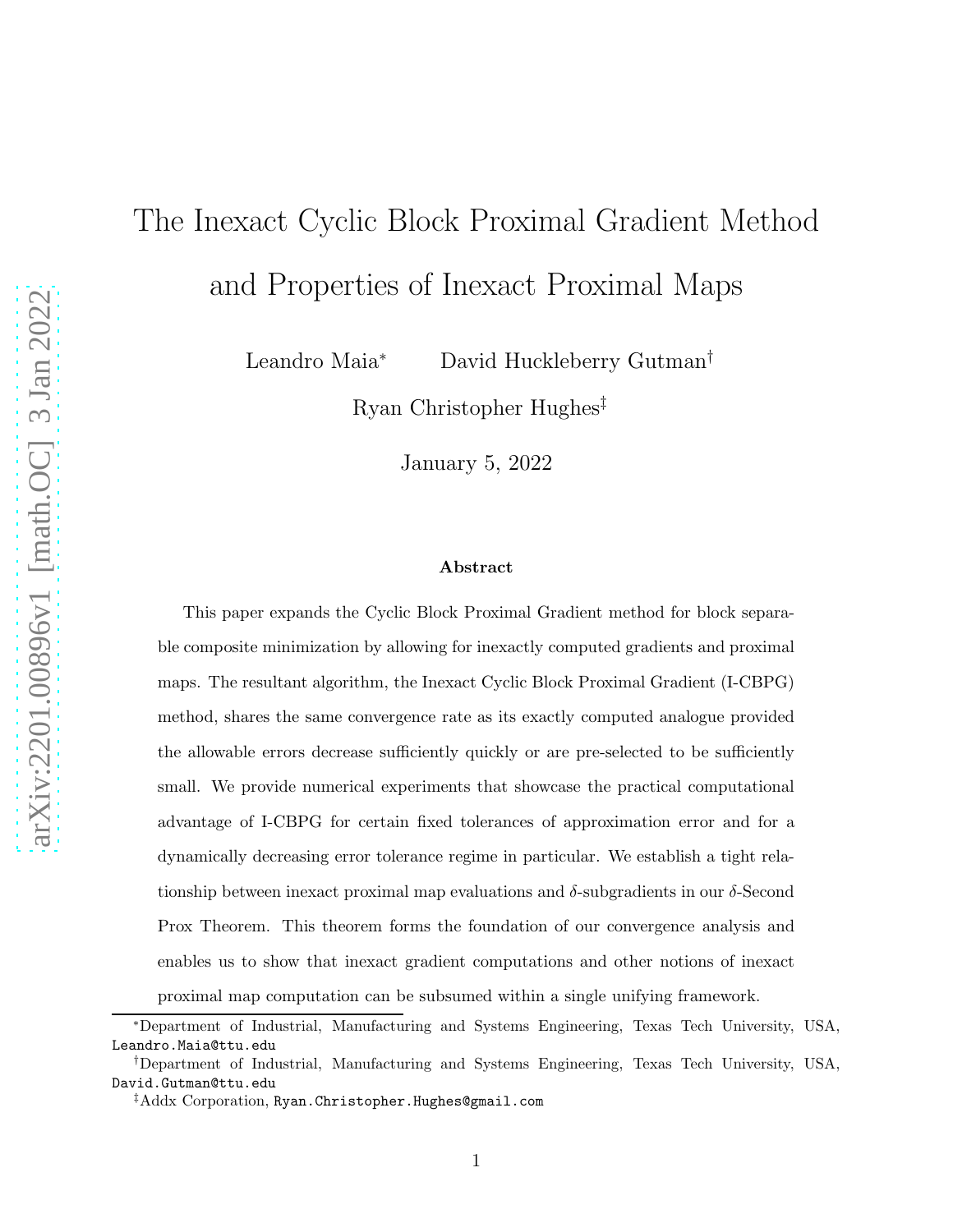# The Inexact Cyclic Block Proximal Gradient Method and Properties of Inexact Proximal Maps

Leandro Maia[*] David Huckleberry Gutman[†]

Ryan Christopher Hughes[‡]

January 5, 2022

### Abstract

This paper expands the Cyclic Block Proximal Gradient method for block separable composite minimization by allowing for inexactly computed gradients and proximal maps. The resultant algorithm, the Inexact Cyclic Block Proximal Gradient (I-CBPG) method, shares the same convergence rate as its exactly computed analogue provided the allowable errors decrease sufficiently quickly or are pre-selected to be sufficiently small. We provide numerical experiments that showcase the practical computational advantage of I-CBPG for certain fixed tolerances of approximation error and for a dynamically decreasing error tolerance regime in particular. We establish a tight relationship between inexact proximal map evaluations and $\delta$-subgradients in our $\delta$-Second Prox Theorem. This theorem forms the foundation of our convergence analysis and enables us to show that inexact gradient computations and other notions of inexact proximal map computation can be subsumed within a single unifying framework.

---

[*]Department of Industrial, Manufacturing and Systems Engineering, Texas Tech University, USA, Leandro.Maia@ttu.edu

[†]Department of Industrial, Manufacturing and Systems Engineering, Texas Tech University, USA, David.Gutman@ttu.edu

[‡]Addx Corporation, Ryan.Christopher.Hughes@gmail.com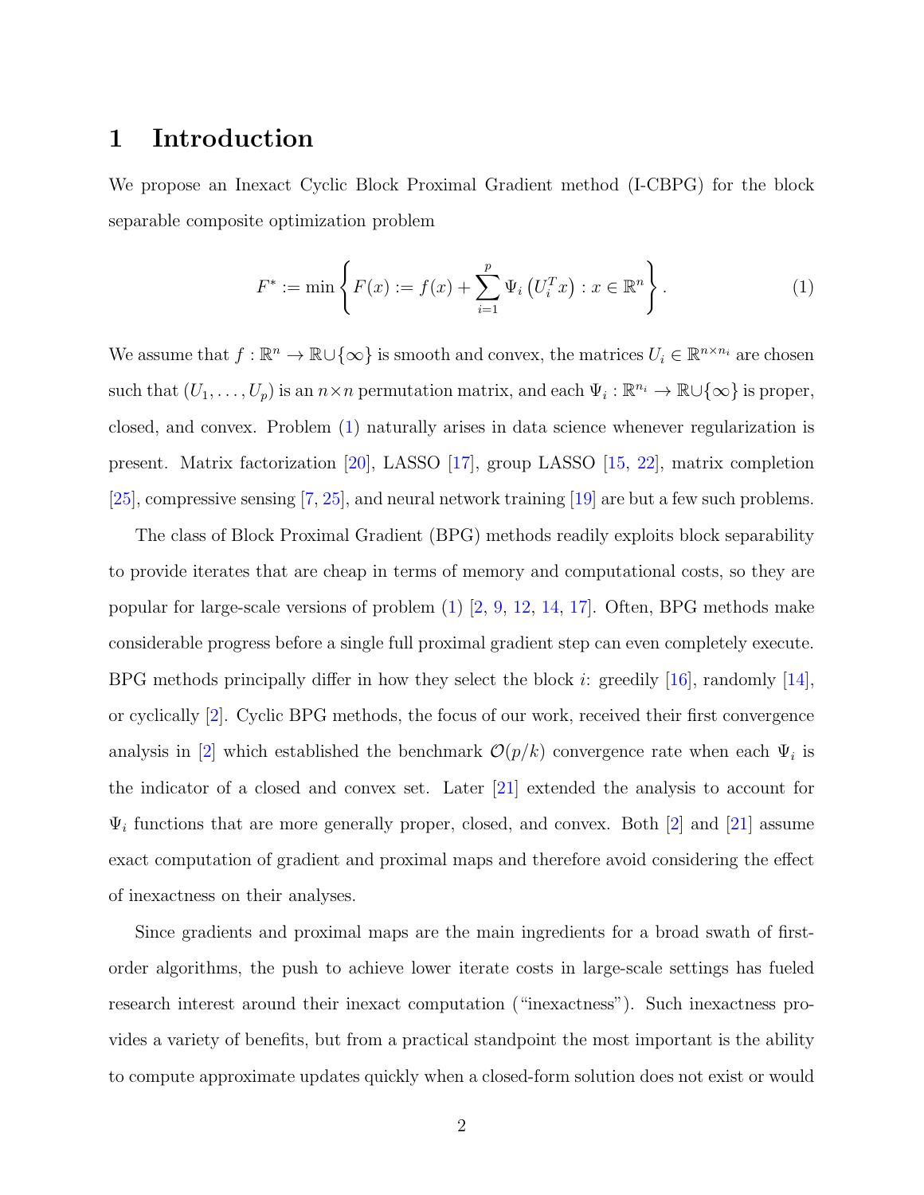# 1 Introduction

We propose an Inexact Cyclic Block Proximal Gradient method (I-CBPG) for the block separable composite optimization problem

$$F^* := \min \left\{ F(x) := f(x) + \sum_{i=1}^{p} \Psi_i \left( U_i^T x \right) : x \in \mathbb{R}^n \right\}. \tag{1}$$

We assume that $f : \mathbb{R}^n \to \mathbb{R} \cup \{\infty\}$ is smooth and convex, the matrices $U_i \in \mathbb{R}^{n \times n_i}$ are chosen such that $(U_1, \ldots, U_p)$ is an $n \times n$ permutation matrix, and each $\Psi_i : \mathbb{R}^{n_i} \to \mathbb{R} \cup \{\infty\}$ is proper, closed, and convex. Problem (1) naturally arises in data science whenever regularization is present. Matrix factorization [20], LASSO [17], group LASSO [15, 22], matrix completion [25], compressive sensing [7, 25], and neural network training [19] are but a few such problems.

The class of Block Proximal Gradient (BPG) methods readily exploits block separability to provide iterates that are cheap in terms of memory and computational costs, so they are popular for large-scale versions of problem (1) [2, 9, 12, 14, 17]. Often, BPG methods make considerable progress before a single full proximal gradient step can even completely execute. BPG methods principally differ in how they select the block $i$: greedily [16], randomly [14], or cyclically [2]. Cyclic BPG methods, the focus of our work, received their first convergence analysis in [2] which established the benchmark $\mathcal{O}(p/k)$ convergence rate when each $\Psi_i$ is the indicator of a closed and convex set. Later [21] extended the analysis to account for $\Psi_i$ functions that are more generally proper, closed, and convex. Both [2] and [21] assume exact computation of gradient and proximal maps and therefore avoid considering the effect of inexactness on their analyses.

Since gradients and proximal maps are the main ingredients for a broad swath of first-order algorithms, the push to achieve lower iterate costs in large-scale settings has fueled research interest around their inexact computation ("inexactness"). Such inexactness provides a variety of benefits, but from a practical standpoint the most important is the ability to compute approximate updates quickly when a closed-form solution does not exist or would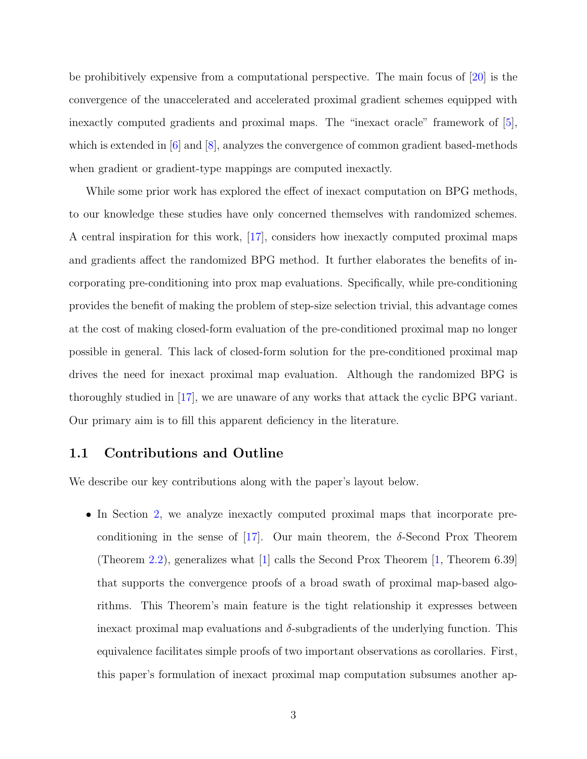be prohibitively expensive from a computational perspective. The main focus of [20] is the convergence of the unaccelerated and accelerated proximal gradient schemes equipped with inexactly computed gradients and proximal maps. The "inexact oracle" framework of [5], which is extended in [6] and [8], analyzes the convergence of common gradient based-methods when gradient or gradient-type mappings are computed inexactly.

While some prior work has explored the effect of inexact computation on BPG methods, to our knowledge these studies have only concerned themselves with randomized schemes. A central inspiration for this work, [17], considers how inexactly computed proximal maps and gradients affect the randomized BPG method. It further elaborates the benefits of incorporating pre-conditioning into prox map evaluations. Specifically, while pre-conditioning provides the benefit of making the problem of step-size selection trivial, this advantage comes at the cost of making closed-form evaluation of the pre-conditioned proximal map no longer possible in general. This lack of closed-form solution for the pre-conditioned proximal map drives the need for inexact proximal map evaluation. Although the randomized BPG is thoroughly studied in [17], we are unaware of any works that attack the cyclic BPG variant. Our primary aim is to fill this apparent deficiency in the literature.

## 1.1 Contributions and Outline

We describe our key contributions along with the paper's layout below.

- In Section 2, we analyze inexactly computed proximal maps that incorporate pre-conditioning in the sense of [17]. Our main theorem, the $\delta$-Second Prox Theorem (Theorem 2.2), generalizes what [1] calls the Second Prox Theorem [1, Theorem 6.39] that supports the convergence proofs of a broad swath of proximal map-based algorithms. This Theorem's main feature is the tight relationship it expresses between inexact proximal map evaluations and $\delta$-subgradients of the underlying function. This equivalence facilitates simple proofs of two important observations as corollaries. First, this paper's formulation of inexact proximal map computation subsumes another ap-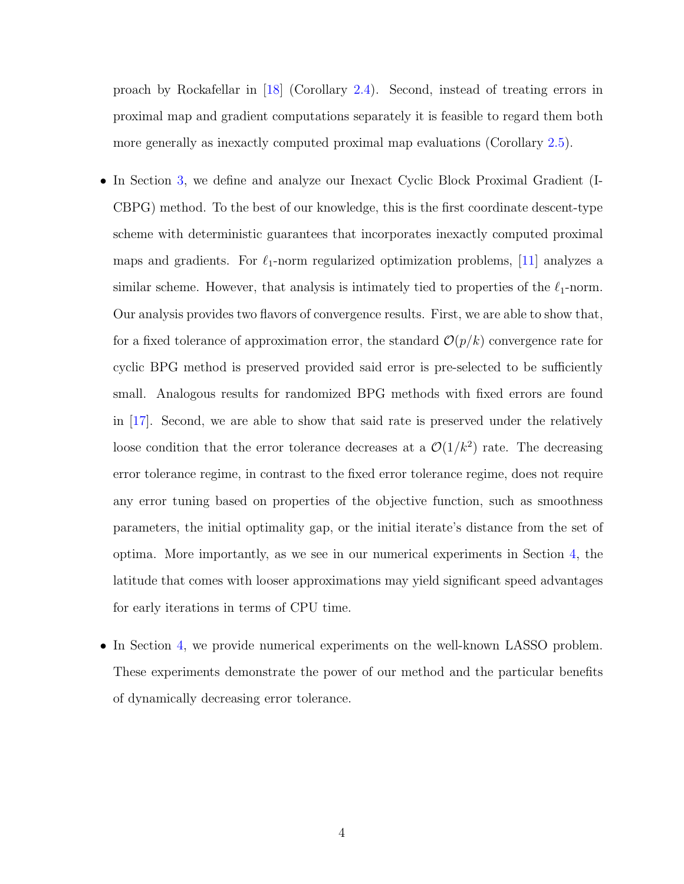proach by Rockafellar in [18] (Corollary 2.4). Second, instead of treating errors in proximal map and gradient computations separately it is feasible to regard them both more generally as inexactly computed proximal map evaluations (Corollary 2.5).

- In Section 3, we define and analyze our Inexact Cyclic Block Proximal Gradient (I-CBPG) method. To the best of our knowledge, this is the first coordinate descent-type scheme with deterministic guarantees that incorporates inexactly computed proximal maps and gradients. For $\ell_1$-norm regularized optimization problems, [11] analyzes a similar scheme. However, that analysis is intimately tied to properties of the $\ell_1$-norm. Our analysis provides two flavors of convergence results. First, we are able to show that, for a fixed tolerance of approximation error, the standard $\mathcal{O}(p/k)$ convergence rate for cyclic BPG method is preserved provided said error is pre-selected to be sufficiently small. Analogous results for randomized BPG methods with fixed errors are found in [17]. Second, we are able to show that said rate is preserved under the relatively loose condition that the error tolerance decreases at a $\mathcal{O}(1/k^2)$ rate. The decreasing error tolerance regime, in contrast to the fixed error tolerance regime, does not require any error tuning based on properties of the objective function, such as smoothness parameters, the initial optimality gap, or the initial iterate's distance from the set of optima. More importantly, as we see in our numerical experiments in Section 4, the latitude that comes with looser approximations may yield significant speed advantages for early iterations in terms of CPU time.

- In Section 4, we provide numerical experiments on the well-known LASSO problem. These experiments demonstrate the power of our method and the particular benefits of dynamically decreasing error tolerance.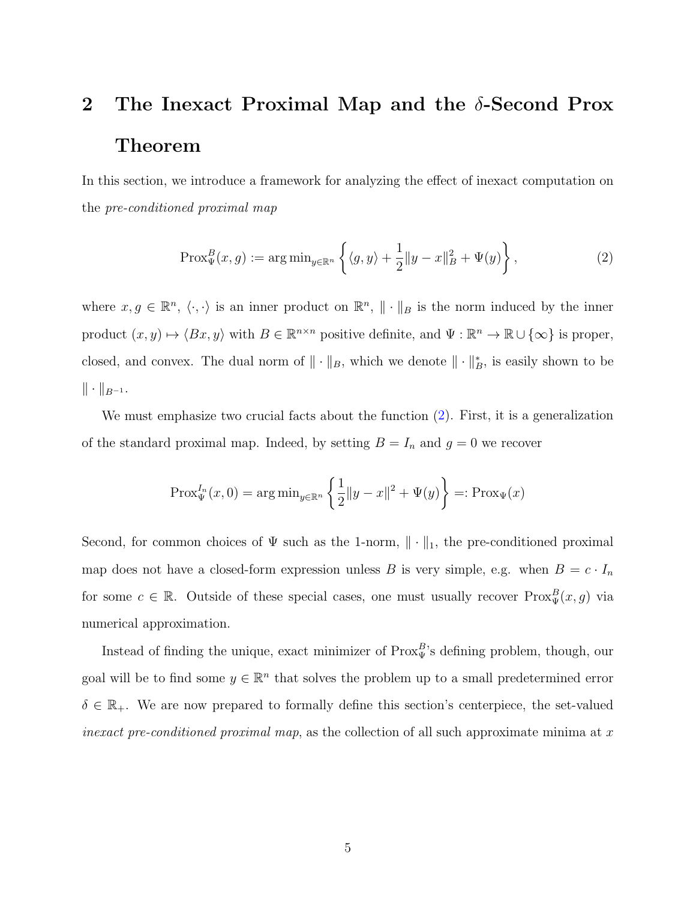# 2 The Inexact Proximal Map and the $\delta$-Second Prox Theorem

In this section, we introduce a framework for analyzing the effect of inexact computation on the *pre-conditioned proximal map*

$$\operatorname{Prox}_{\Psi}^{B}(x, g) := \arg\min_{y \in \mathbb{R}^n} \left\{ \langle g, y \rangle + \frac{1}{2}\|y - x\|_B^2 + \Psi(y) \right\}, \tag{2}$$

where $x, g \in \mathbb{R}^n$, $\langle \cdot, \cdot \rangle$ is an inner product on $\mathbb{R}^n$, $\| \cdot \|_B$ is the norm induced by the inner product $(x, y) \mapsto \langle Bx, y \rangle$ with $B \in \mathbb{R}^{n \times n}$ positive definite, and $\Psi : \mathbb{R}^n \to \mathbb{R} \cup \{\infty\}$ is proper, closed, and convex. The dual norm of $\| \cdot \|_B$, which we denote $\| \cdot \|_B^*$, is easily shown to be $\| \cdot \|_{B^{-1}}$.

We must emphasize two crucial facts about the function (2). First, it is a generalization of the standard proximal map. Indeed, by setting $B = I_n$ and $g = 0$ we recover

$$\operatorname{Prox}_{\Psi}^{I_n}(x, 0) = \arg\min_{y \in \mathbb{R}^n} \left\{ \frac{1}{2}\|y - x\|^2 + \Psi(y) \right\} =: \operatorname{Prox}_{\Psi}(x)$$

Second, for common choices of $\Psi$ such as the 1-norm, $\| \cdot \|_1$, the pre-conditioned proximal map does not have a closed-form expression unless $B$ is very simple, e.g. when $B = c \cdot I_n$ for some $c \in \mathbb{R}$. Outside of these special cases, one must usually recover $\operatorname{Prox}_{\Psi}^{B}(x, g)$ via numerical approximation.

Instead of finding the unique, exact minimizer of $\operatorname{Prox}_{\Psi}^{B}$'s defining problem, though, our goal will be to find some $y \in \mathbb{R}^n$ that solves the problem up to a small predetermined error $\delta \in \mathbb{R}_+$. We are now prepared to formally define this section's centerpiece, the set-valued *inexact pre-conditioned proximal map*, as the collection of all such approximate minima at $x$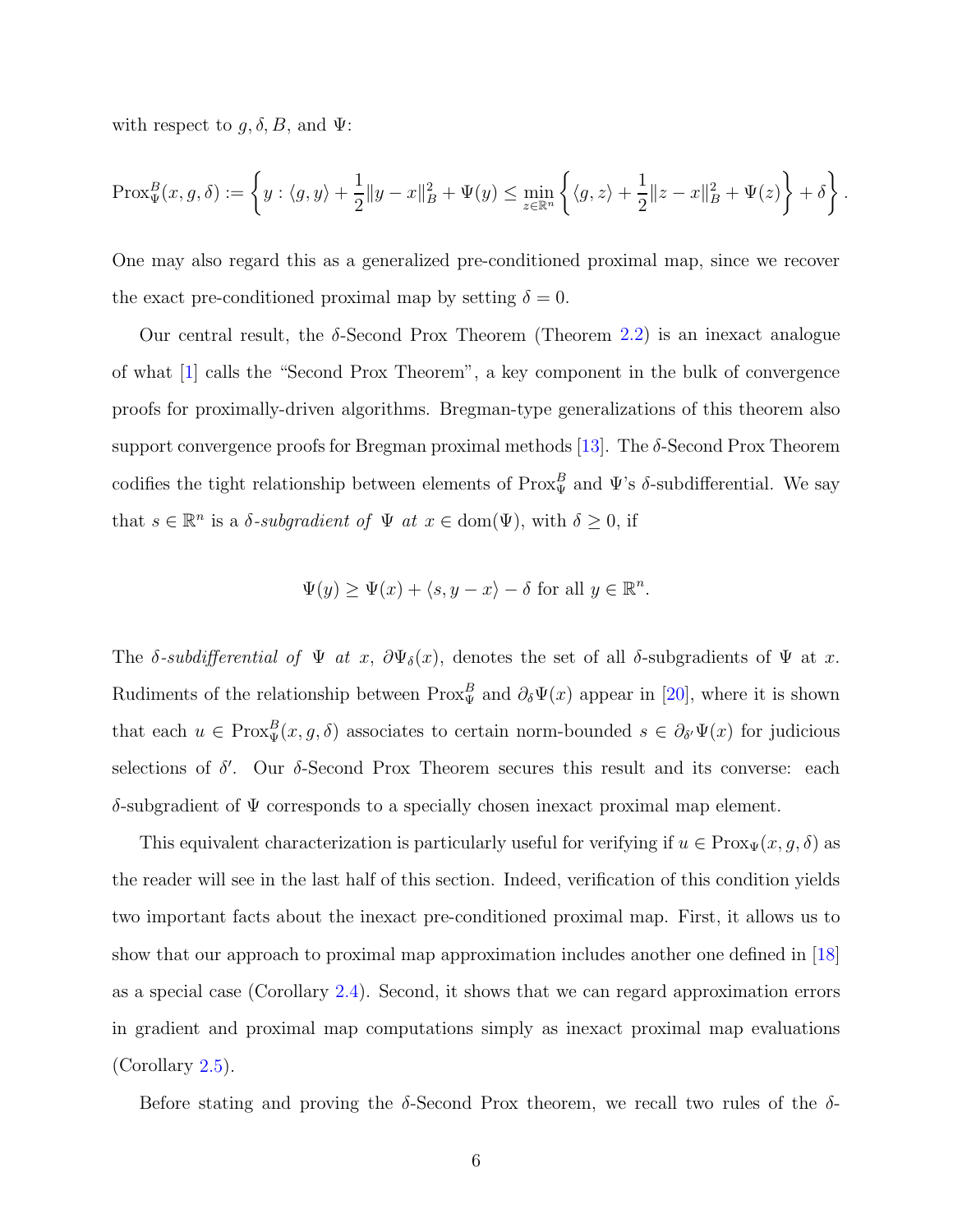with respect to $g, \delta, B$, and $\Psi$:

$$\operatorname{Prox}_{\Psi}^{B}(x, g, \delta) := \left\{ y : \langle g, y \rangle + \frac{1}{2}\|y - x\|_B^2 + \Psi(y) \leq \min_{z \in \mathbb{R}^n} \left\{ \langle g, z \rangle + \frac{1}{2}\|z - x\|_B^2 + \Psi(z) \right\} + \delta \right\}.$$

One may also regard this as a generalized pre-conditioned proximal map, since we recover the exact pre-conditioned proximal map by setting $\delta = 0$.

Our central result, the $\delta$-Second Prox Theorem (Theorem 2.2) is an inexact analogue of what [1] calls the "Second Prox Theorem", a key component in the bulk of convergence proofs for proximally-driven algorithms. Bregman-type generalizations of this theorem also support convergence proofs for Bregman proximal methods [13]. The $\delta$-Second Prox Theorem codifies the tight relationship between elements of $\operatorname{Prox}_{\Psi}^{B}$ and $\Psi$'s $\delta$-subdifferential. We say that $s \in \mathbb{R}^n$ is a *$\delta$-subgradient of $\Psi$ at* $x \in \operatorname{dom}(\Psi)$, with $\delta \geq 0$, if

$$\Psi(y) \geq \Psi(x) + \langle s, y - x \rangle - \delta \text{ for all } y \in \mathbb{R}^n.$$

The *$\delta$-subdifferential of $\Psi$ at $x$*, $\partial\Psi_\delta(x)$, denotes the set of all $\delta$-subgradients of $\Psi$ at $x$. Rudiments of the relationship between $\operatorname{Prox}_{\Psi}^{B}$ and $\partial_\delta\Psi(x)$ appear in [20], where it is shown that each $u \in \operatorname{Prox}_{\Psi}^{B}(x, g, \delta)$ associates to certain norm-bounded $s \in \partial_{\delta'}\Psi(x)$ for judicious selections of $\delta'$. Our $\delta$-Second Prox Theorem secures this result and its converse: each $\delta$-subgradient of $\Psi$ corresponds to a specially chosen inexact proximal map element.

This equivalent characterization is particularly useful for verifying if $u \in \operatorname{Prox}_{\Psi}(x, g, \delta)$ as the reader will see in the last half of this section. Indeed, verification of this condition yields two important facts about the inexact pre-conditioned proximal map. First, it allows us to show that our approach to proximal map approximation includes another one defined in [18] as a special case (Corollary 2.4). Second, it shows that we can regard approximation errors in gradient and proximal map computations simply as inexact proximal map evaluations (Corollary 2.5).

Before stating and proving the $\delta$-Second Prox theorem, we recall two rules of the $\delta$-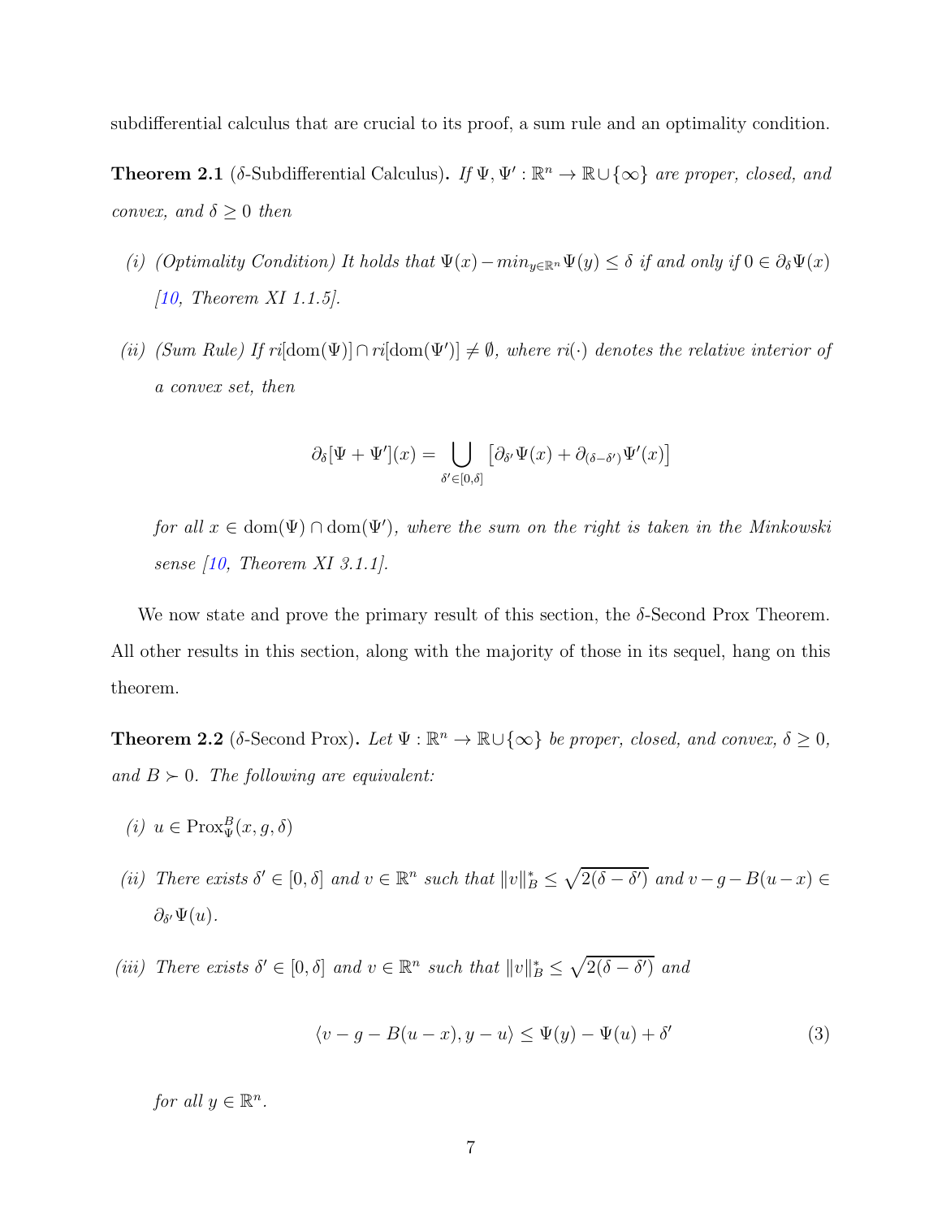subdifferential calculus that are crucial to its proof, a sum rule and an optimality condition.

**Theorem 2.1** ($\delta$-Subdifferential Calculus)**.** *If $\Psi, \Psi' : \mathbb{R}^n \to \mathbb{R} \cup \{\infty\}$ are proper, closed, and convex, and $\delta \geq 0$ then*

*(i) (Optimality Condition) It holds that $\Psi(x) - min_{y \in \mathbb{R}^n} \Psi(y) \leq \delta$ if and only if $0 \in \partial_\delta \Psi(x)$ [10, Theorem XI 1.1.5].*

*(ii) (Sum Rule) If $ri[\mathrm{dom}(\Psi)] \cap ri[\mathrm{dom}(\Psi')] \neq \emptyset$, where $ri(\cdot)$ denotes the relative interior of a convex set, then*

$$\partial_\delta [\Psi + \Psi'](x) = \bigcup_{\delta' \in [0,\delta]} \left[ \partial_{\delta'} \Psi(x) + \partial_{(\delta - \delta')} \Psi'(x) \right]$$

*for all $x \in \mathrm{dom}(\Psi) \cap \mathrm{dom}(\Psi')$, where the sum on the right is taken in the Minkowski sense [10, Theorem XI 3.1.1].*

We now state and prove the primary result of this section, the $\delta$-Second Prox Theorem. All other results in this section, along with the majority of those in its sequel, hang on this theorem.

**Theorem 2.2** ($\delta$-Second Prox)**.** *Let $\Psi : \mathbb{R}^n \to \mathbb{R} \cup \{\infty\}$ be proper, closed, and convex, $\delta \geq 0$, and $B \succ 0$. The following are equivalent:*

*(i) $u \in \mathrm{Prox}_\Psi^B(x, g, \delta)$*

*(ii) There exists $\delta' \in [0, \delta]$ and $v \in \mathbb{R}^n$ such that $\|v\|_B^* \leq \sqrt{2(\delta - \delta')}$ and $v - g - B(u - x) \in \partial_{\delta'} \Psi(u)$.*

*(iii) There exists $\delta' \in [0, \delta]$ and $v \in \mathbb{R}^n$ such that $\|v\|_B^* \leq \sqrt{2(\delta - \delta')}$ and*

$$\langle v - g - B(u - x), y - u \rangle \leq \Psi(y) - \Psi(u) + \delta' \tag{3}$$

*for all $y \in \mathbb{R}^n$.*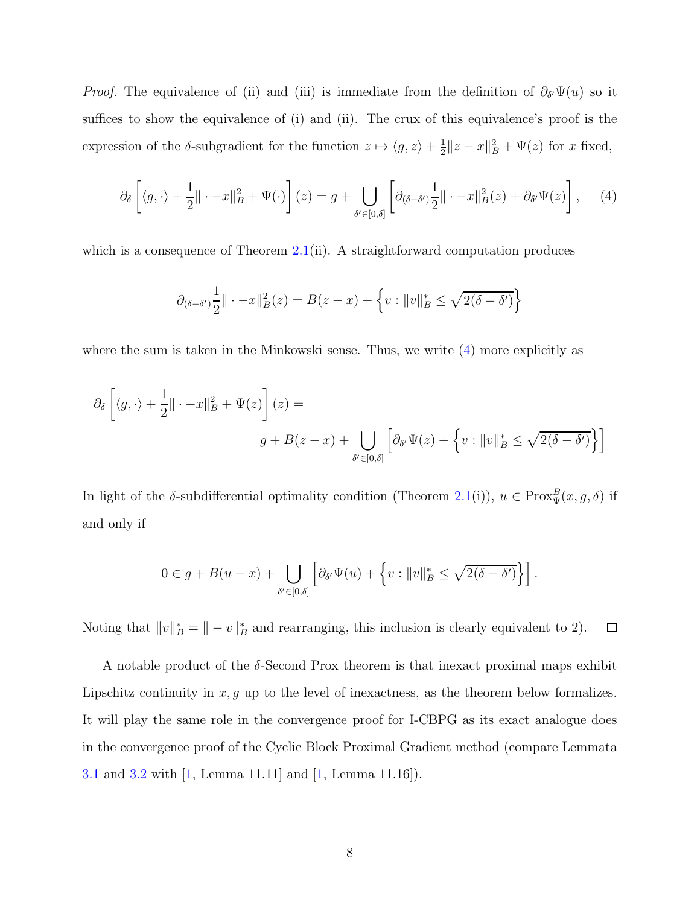*Proof.* The equivalence of (ii) and (iii) is immediate from the definition of $\partial_{\delta'}\Psi(u)$ so it suffices to show the equivalence of (i) and (ii). The crux of this equivalence's proof is the expression of the $\delta$-subgradient for the function $z \mapsto \langle g, z\rangle + \frac{1}{2}\|z-x\|_B^2 + \Psi(z)$ for $x$ fixed,

$$\partial_\delta\left[\langle g, \cdot\rangle + \frac{1}{2}\|\cdot - x\|_B^2 + \Psi(\cdot)\right](z) = g + \bigcup_{\delta'\in[0,\delta]}\left[\partial_{(\delta-\delta')}\frac{1}{2}\|\cdot - x\|_B^2(z) + \partial_{\delta'}\Psi(z)\right], \quad (4)$$

which is a consequence of Theorem 2.1(ii). A straightforward computation produces

$$\partial_{(\delta-\delta')}\frac{1}{2}\|\cdot - x\|_B^2(z) = B(z-x) + \left\{v : \|v\|_B^* \le \sqrt{2(\delta-\delta')}\right\}$$

where the sum is taken in the Minkowski sense. Thus, we write (4) more explicitly as

$$\partial_\delta\left[\langle g, \cdot\rangle + \frac{1}{2}\|\cdot - x\|_B^2 + \Psi(z)\right](z) = \\ g + B(z-x) + \bigcup_{\delta'\in[0,\delta]}\left[\partial_{\delta'}\Psi(z) + \left\{v : \|v\|_B^* \le \sqrt{2(\delta-\delta')}\right\}\right]$$

In light of the $\delta$-subdifferential optimality condition (Theorem 2.1(i)), $u \in \text{Prox}_\Psi^B(x, g, \delta)$ if and only if

$$0 \in g + B(u-x) + \bigcup_{\delta'\in[0,\delta]}\left[\partial_{\delta'}\Psi(u) + \left\{v : \|v\|_B^* \le \sqrt{2(\delta-\delta')}\right\}\right].$$

Noting that $\|v\|_B^* = \|-v\|_B^*$ and rearranging, this inclusion is clearly equivalent to 2). $\square$

A notable product of the $\delta$-Second Prox theorem is that inexact proximal maps exhibit Lipschitz continuity in $x, g$ up to the level of inexactness, as the theorem below formalizes. It will play the same role in the convergence proof for I-CBPG as its exact analogue does in the convergence proof of the Cyclic Block Proximal Gradient method (compare Lemmata 3.1 and 3.2 with [1, Lemma 11.11] and [1, Lemma 11.16]).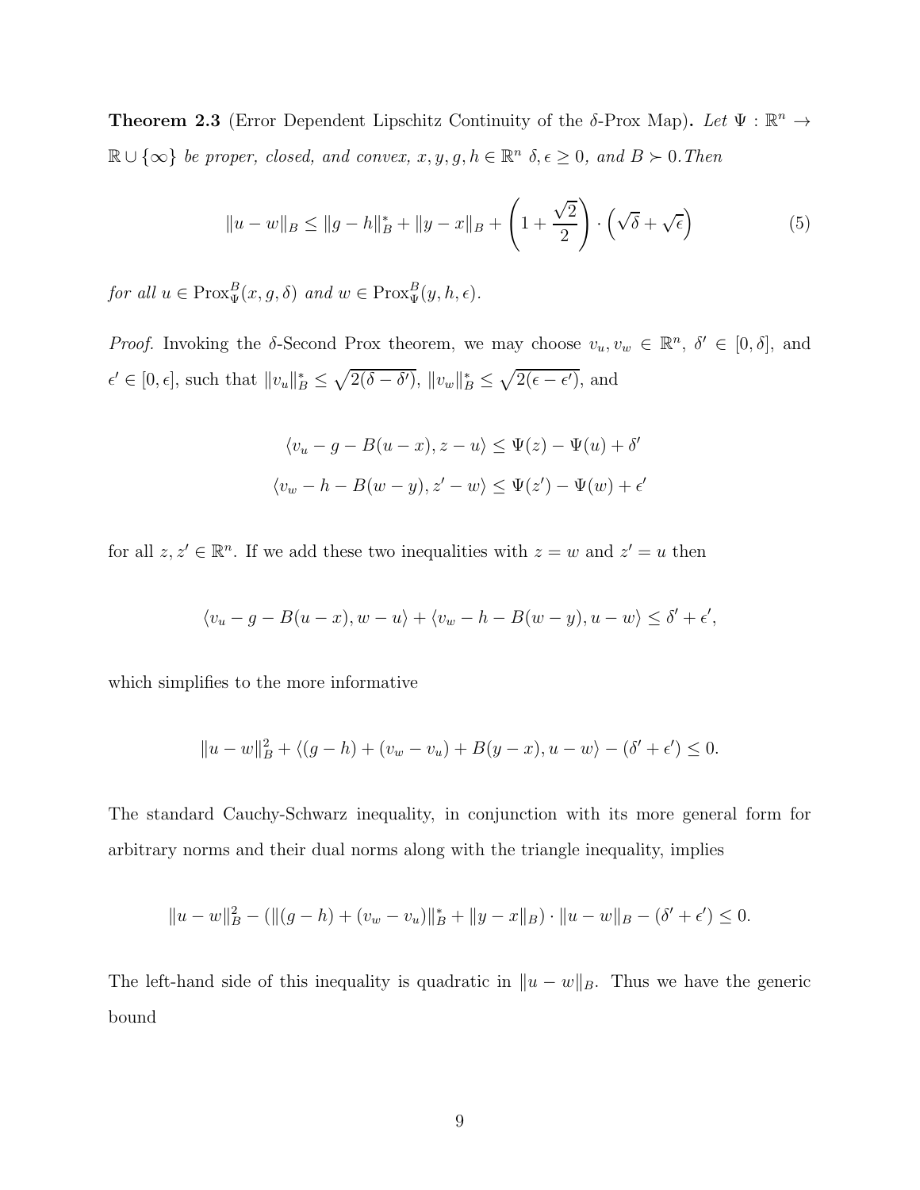**Theorem 2.3** (Error Dependent Lipschitz Continuity of the $\delta$-Prox Map)**.** *Let $\Psi : \mathbb{R}^n \to \mathbb{R} \cup \{\infty\}$ be proper, closed, and convex, $x, y, g, h \in \mathbb{R}^n$ $\delta, \epsilon \geq 0$, and $B \succ 0$. Then*

$$\|u - w\|_B \leq \|g - h\|_B^* + \|y - x\|_B + \left(1 + \frac{\sqrt{2}}{2}\right) \cdot \left(\sqrt{\delta} + \sqrt{\epsilon}\right) \tag{5}$$

*for all $u \in \operatorname{Prox}_\Psi^B(x, g, \delta)$ and $w \in \operatorname{Prox}_\Psi^B(y, h, \epsilon)$.*

*Proof.* Invoking the $\delta$-Second Prox theorem, we may choose $v_u, v_w \in \mathbb{R}^n$, $\delta' \in [0, \delta]$, and $\epsilon' \in [0, \epsilon]$, such that $\|v_u\|_B^* \leq \sqrt{2(\delta - \delta')}$, $\|v_w\|_B^* \leq \sqrt{2(\epsilon - \epsilon')}$, and

$$\langle v_u - g - B(u - x), z - u\rangle \leq \Psi(z) - \Psi(u) + \delta'$$
$$\langle v_w - h - B(w - y), z' - w\rangle \leq \Psi(z') - \Psi(w) + \epsilon'$$

for all $z, z' \in \mathbb{R}^n$. If we add these two inequalities with $z = w$ and $z' = u$ then

$$\langle v_u - g - B(u - x), w - u\rangle + \langle v_w - h - B(w - y), u - w\rangle \leq \delta' + \epsilon',$$

which simplifies to the more informative

$$\|u - w\|_B^2 + \langle (g - h) + (v_w - v_u) + B(y - x), u - w\rangle - (\delta' + \epsilon') \leq 0.$$

The standard Cauchy-Schwarz inequality, in conjunction with its more general form for arbitrary norms and their dual norms along with the triangle inequality, implies

$$\|u - w\|_B^2 - (\|(g - h) + (v_w - v_u)\|_B^* + \|y - x\|_B) \cdot \|u - w\|_B - (\delta' + \epsilon') \leq 0.$$

The left-hand side of this inequality is quadratic in $\|u - w\|_B$. Thus we have the generic bound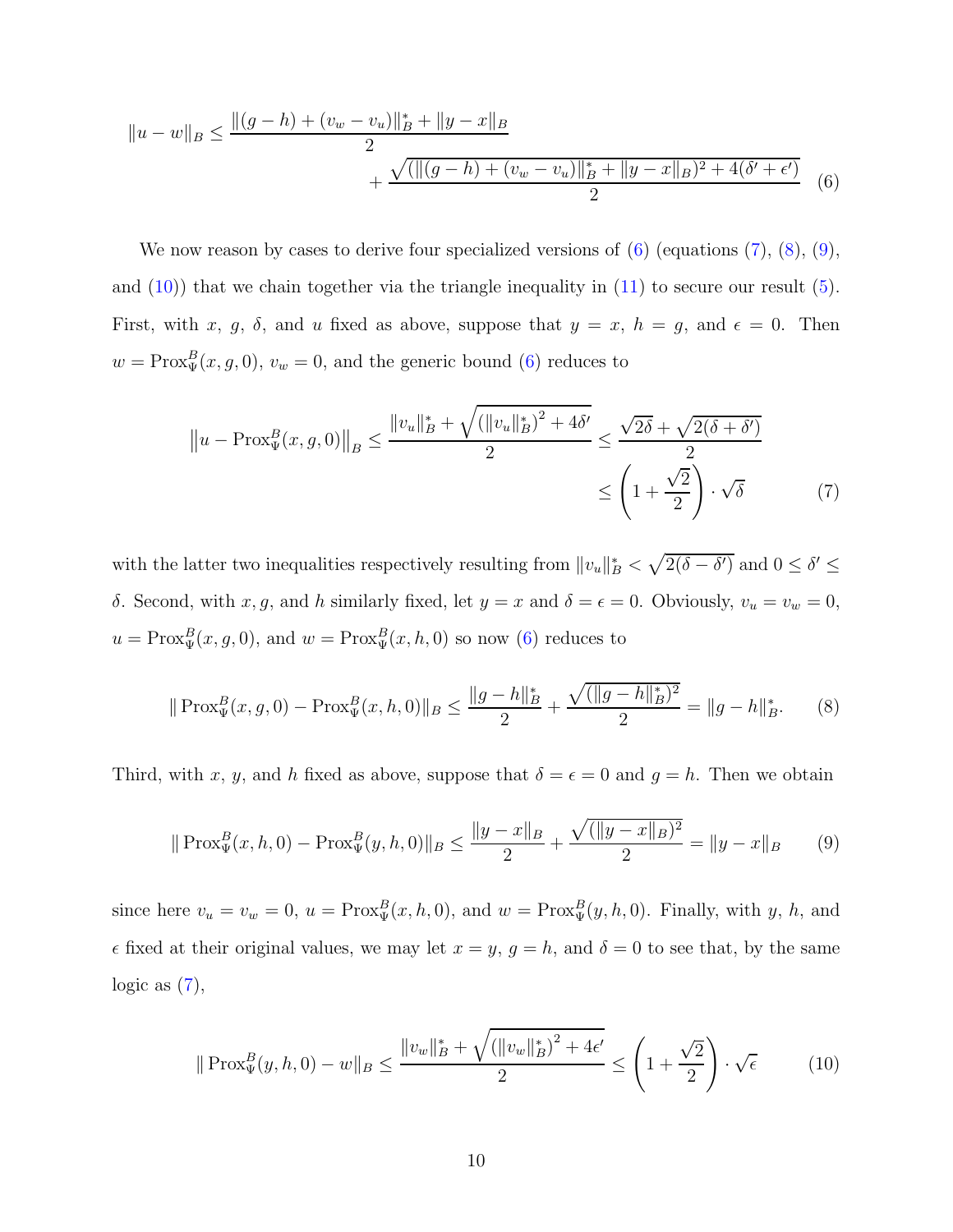$$
\|u - w\|_B \leq \frac{\|(g-h) + (v_w - v_u)\|_B^* + \|y - x\|_B}{2} + \frac{\sqrt{(\|(g-h) + (v_w - v_u)\|_B^* + \|y-x\|_B)^2 + 4(\delta' + \epsilon')}}{2} \tag{6}
$$

We now reason by cases to derive four specialized versions of (6) (equations (7), (8), (9), and (10)) that we chain together via the triangle inequality in (11) to secure our result (5). First, with $x$, $g$, $\delta$, and $u$ fixed as above, suppose that $y = x$, $h = g$, and $\epsilon = 0$. Then $w = \operatorname{Prox}_\Psi^B(x, g, 0)$, $v_w = 0$, and the generic bound (6) reduces to

$$
\left\| u - \operatorname{Prox}_\Psi^B(x, g, 0) \right\|_B \leq \frac{\|v_u\|_B^* + \sqrt{\left(\|v_u\|_B^*\right)^2 + 4\delta'}}{2} \leq \frac{\sqrt{2\delta} + \sqrt{2(\delta + \delta')}}{2} \leq \left(1 + \frac{\sqrt{2}}{2}\right) \cdot \sqrt{\delta} \tag{7}
$$

with the latter two inequalities respectively resulting from $\|v_u\|_B^* < \sqrt{2(\delta - \delta')}$ and $0 \leq \delta' \leq \delta$. Second, with $x, g$, and $h$ similarly fixed, let $y = x$ and $\delta = \epsilon = 0$. Obviously, $v_u = v_w = 0$, $u = \operatorname{Prox}_\Psi^B(x, g, 0)$, and $w = \operatorname{Prox}_\Psi^B(x, h, 0)$ so now (6) reduces to

$$
\| \operatorname{Prox}_\Psi^B(x, g, 0) - \operatorname{Prox}_\Psi^B(x, h, 0)\|_B \leq \frac{\|g - h\|_B^*}{2} + \frac{\sqrt{(\|g-h\|_B^*)^2}}{2} = \|g - h\|_B^*. \tag{8}
$$

Third, with $x$, $y$, and $h$ fixed as above, suppose that $\delta = \epsilon = 0$ and $g = h$. Then we obtain

$$
\| \operatorname{Prox}_\Psi^B(x, h, 0) - \operatorname{Prox}_\Psi^B(y, h, 0)\|_B \leq \frac{\|y - x\|_B}{2} + \frac{\sqrt{(\|y-x\|_B)^2}}{2} = \|y - x\|_B \tag{9}
$$

since here $v_u = v_w = 0$, $u = \operatorname{Prox}_\Psi^B(x, h, 0)$, and $w = \operatorname{Prox}_\Psi^B(y, h, 0)$. Finally, with $y$, $h$, and $\epsilon$ fixed at their original values, we may let $x = y$, $g = h$, and $\delta = 0$ to see that, by the same logic as (7),

$$
\| \operatorname{Prox}_\Psi^B(y, h, 0) - w\|_B \leq \frac{\|v_w\|_B^* + \sqrt{\left(\|v_w\|_B^*\right)^2 + 4\epsilon'}}{2} \leq \left(1 + \frac{\sqrt{2}}{2}\right) \cdot \sqrt{\epsilon} \tag{10}
$$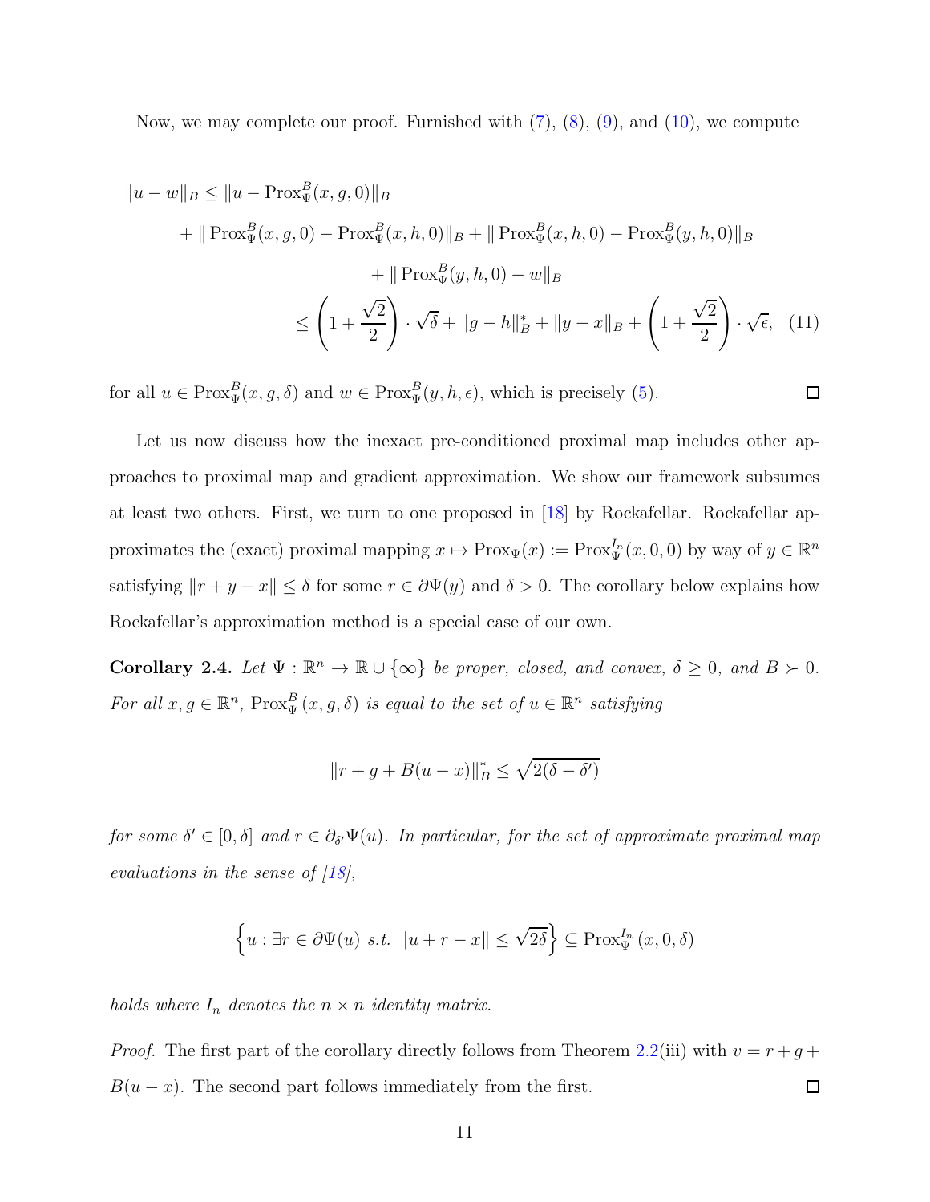Now, we may complete our proof. Furnished with (7), (8), (9), and (10), we compute

$$
\begin{aligned}
\|u - w\|_B &\leq \|u - \operatorname{Prox}_\Psi^B(x, g, 0)\|_B \\
&\quad + \|\operatorname{Prox}_\Psi^B(x, g, 0) - \operatorname{Prox}_\Psi^B(x, h, 0)\|_B + \|\operatorname{Prox}_\Psi^B(x, h, 0) - \operatorname{Prox}_\Psi^B(y, h, 0)\|_B \\
&\quad + \|\operatorname{Prox}_\Psi^B(y, h, 0) - w\|_B \\
&\leq \left(1 + \frac{\sqrt{2}}{2}\right) \cdot \sqrt{\delta} + \|g - h\|_B^* + \|y - x\|_B + \left(1 + \frac{\sqrt{2}}{2}\right) \cdot \sqrt{\epsilon}, \quad (11)
\end{aligned}
$$

for all $u \in \operatorname{Prox}_\Psi^B(x, g, \delta)$ and $w \in \operatorname{Prox}_\Psi^B(y, h, \epsilon)$, which is precisely (5). ◻

Let us now discuss how the inexact pre-conditioned proximal map includes other approaches to proximal map and gradient approximation. We show our framework subsumes at least two others. First, we turn to one proposed in [18] by Rockafellar. Rockafellar approximates the (exact) proximal mapping $x \mapsto \operatorname{Prox}_\Psi(x) := \operatorname{Prox}_\Psi^{I_n}(x, 0, 0)$ by way of $y \in \mathbb{R}^n$ satisfying $\|r + y - x\| \leq \delta$ for some $r \in \partial\Psi(y)$ and $\delta > 0$. The corollary below explains how Rockafellar's approximation method is a special case of our own.

**Corollary 2.4.** *Let $\Psi : \mathbb{R}^n \to \mathbb{R} \cup \{\infty\}$ be proper, closed, and convex, $\delta \geq 0$, and $B \succ 0$. For all $x, g \in \mathbb{R}^n$, $\operatorname{Prox}_\Psi^B(x, g, \delta)$ is equal to the set of $u \in \mathbb{R}^n$ satisfying*

$$\|r + g + B(u - x)\|_B^* \leq \sqrt{2(\delta - \delta')}$$

*for some $\delta' \in [0, \delta]$ and $r \in \partial_{\delta'}\Psi(u)$. In particular, for the set of approximate proximal map evaluations in the sense of [18],*

$$\left\{u : \exists r \in \partial\Psi(u) \text{ s.t. } \|u + r - x\| \leq \sqrt{2\delta}\right\} \subseteq \operatorname{Prox}_\Psi^{I_n}(x, 0, \delta)$$

*holds where $I_n$ denotes the $n \times n$ identity matrix.*

*Proof.* The first part of the corollary directly follows from Theorem 2.2(iii) with $v = r + g + B(u - x)$. The second part follows immediately from the first. ◻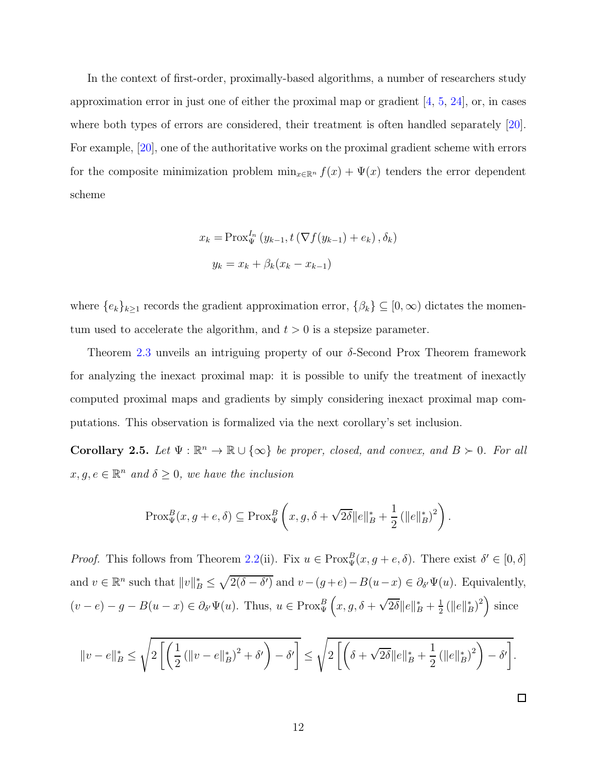In the context of first-order, proximally-based algorithms, a number of researchers study approximation error in just one of either the proximal map or gradient [4, 5, 24], or, in cases where both types of errors are considered, their treatment is often handled separately [20]. For example, [20], one of the authoritative works on the proximal gradient scheme with errors for the composite minimization problem $\min_{x\in\mathbb{R}^n} f(x) + \Psi(x)$ tenders the error dependent scheme

$$
\begin{aligned}
x_k &= \mathrm{Prox}_{\Psi}^{I_n}\left(y_{k-1}, t\left(\nabla f(y_{k-1}) + e_k\right), \delta_k\right) \\
y_k &= x_k + \beta_k(x_k - x_{k-1})
\end{aligned}
$$

where $\{e_k\}_{k\geq 1}$ records the gradient approximation error, $\{\beta_k\} \subseteq [0, \infty)$ dictates the momentum used to accelerate the algorithm, and $t > 0$ is a stepsize parameter.

Theorem 2.3 unveils an intriguing property of our $\delta$-Second Prox Theorem framework for analyzing the inexact proximal map: it is possible to unify the treatment of inexactly computed proximal maps and gradients by simply considering inexact proximal map computations. This observation is formalized via the next corollary's set inclusion.

**Corollary 2.5.** *Let $\Psi : \mathbb{R}^n \to \mathbb{R} \cup \{\infty\}$ be proper, closed, and convex, and $B \succ 0$. For all $x, g, e \in \mathbb{R}^n$ and $\delta \geq 0$, we have the inclusion*

$$
\mathrm{Prox}_{\Psi}^{B}(x, g + e, \delta) \subseteq \mathrm{Prox}_{\Psi}^{B}\left(x, g, \delta + \sqrt{2\delta}\|e\|_B^* + \frac{1}{2}\left(\|e\|_B^*\right)^2\right).
$$

*Proof.* This follows from Theorem 2.2(ii). Fix $u \in \mathrm{Prox}_{\Psi}^{B}(x, g + e, \delta)$. There exist $\delta' \in [0, \delta]$ and $v \in \mathbb{R}^n$ such that $\|v\|_B^* \leq \sqrt{2(\delta - \delta')}$ and $v - (g + e) - B(u - x) \in \partial_{\delta'}\Psi(u)$. Equivalently, $(v - e) - g - B(u - x) \in \partial_{\delta'}\Psi(u)$. Thus, $u \in \mathrm{Prox}_{\Psi}^{B}\left(x, g, \delta + \sqrt{2\delta}\|e\|_B^* + \frac{1}{2}\left(\|e\|_B^*\right)^2\right)$ since

$$
\|v - e\|_B^* \leq \sqrt{2\left[\left(\frac{1}{2}\left(\|v - e\|_B^*\right)^2 + \delta'\right) - \delta'\right]} \leq \sqrt{2\left[\left(\delta + \sqrt{2\delta}\|e\|_B^* + \frac{1}{2}\left(\|e\|_B^*\right)^2\right) - \delta'\right]}.
$$

$\square$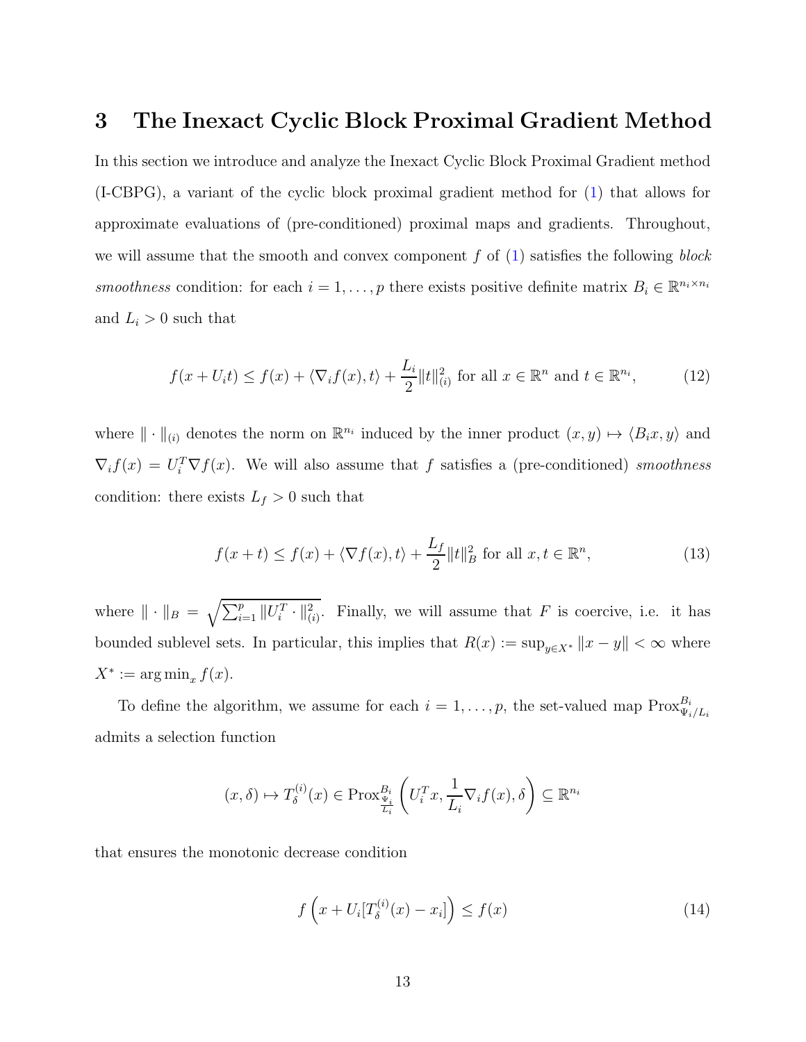## 3 The Inexact Cyclic Block Proximal Gradient Method

In this section we introduce and analyze the Inexact Cyclic Block Proximal Gradient method (I-CBPG), a variant of the cyclic block proximal gradient method for (1) that allows for approximate evaluations of (pre-conditioned) proximal maps and gradients. Throughout, we will assume that the smooth and convex component $f$ of (1) satisfies the following *block smoothness* condition: for each $i = 1, \ldots, p$ there exists positive definite matrix $B_i \in \mathbb{R}^{n_i \times n_i}$ and $L_i > 0$ such that

$$f(x + U_i t) \le f(x) + \langle \nabla_i f(x), t \rangle + \frac{L_i}{2} \|t\|_{(i)}^2 \text{ for all } x \in \mathbb{R}^n \text{ and } t \in \mathbb{R}^{n_i}, \tag{12}$$

where $\|\cdot\|_{(i)}$ denotes the norm on $\mathbb{R}^{n_i}$ induced by the inner product $(x, y) \mapsto \langle B_i x, y \rangle$ and $\nabla_i f(x) = U_i^T \nabla f(x)$. We will also assume that $f$ satisfies a (pre-conditioned) *smoothness* condition: there exists $L_f > 0$ such that

$$f(x + t) \le f(x) + \langle \nabla f(x), t \rangle + \frac{L_f}{2} \|t\|_B^2 \text{ for all } x, t \in \mathbb{R}^n, \tag{13}$$

where $\|\cdot\|_B = \sqrt{\sum_{i=1}^p \|U_i^T \cdot\|_{(i)}^2}$. Finally, we will assume that $F$ is coercive, i.e. it has bounded sublevel sets. In particular, this implies that $R(x) := \sup_{y \in X^*} \|x - y\| < \infty$ where $X^* := \arg\min_x f(x)$.

To define the algorithm, we assume for each $i = 1, \ldots, p$, the set-valued map $\text{Prox}_{\Psi_i/L_i}^{B_i}$ admits a selection function

$$(x, \delta) \mapsto T_\delta^{(i)}(x) \in \text{Prox}_{\frac{\Psi_i}{L_i}}^{B_i}\left(U_i^T x, \frac{1}{L_i} \nabla_i f(x), \delta\right) \subseteq \mathbb{R}^{n_i}$$

that ensures the monotonic decrease condition

$$f\left(x + U_i[T_\delta^{(i)}(x) - x_i]\right) \le f(x) \tag{14}$$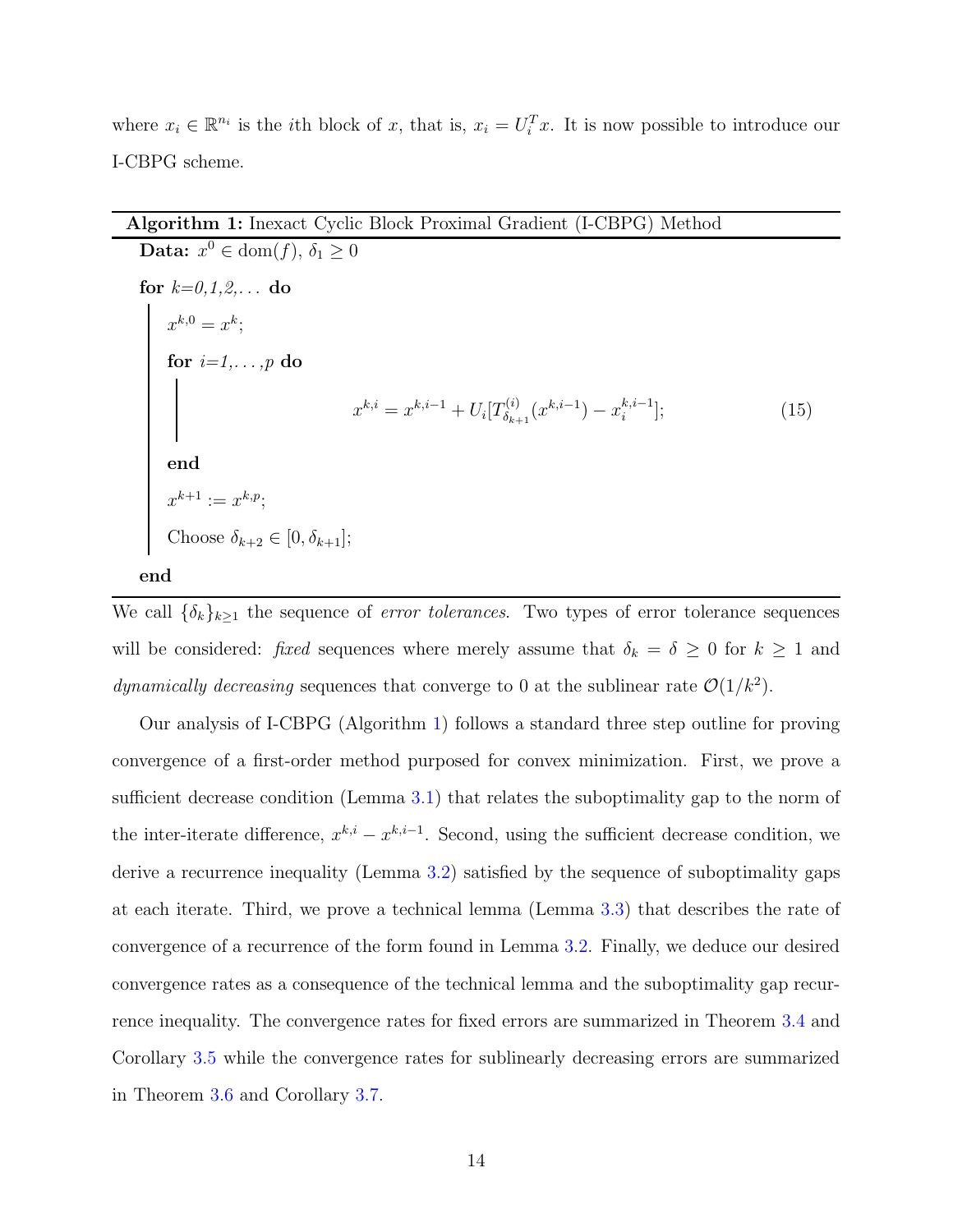where $x_i \in \mathbb{R}^{n_i}$ is the $i$th block of $x$, that is, $x_i = U_i^T x$. It is now possible to introduce our I-CBPG scheme.

---

**Algorithm 1:** Inexact Cyclic Block Proximal Gradient (I-CBPG) Method

---

**Data:** $x^0 \in \text{dom}(f)$, $\delta_1 \geq 0$

**for** $k$=0,1,2,... **do**

  $x^{k,0} = x^k$;

  **for** $i$=1,...,$p$ **do**

$$x^{k,i} = x^{k,i-1} + U_i[T^{(i)}_{\delta_{k+1}}(x^{k,i-1}) - x^{k,i-1}_i]; \tag{15}$$

  **end**

  $x^{k+1} := x^{k,p}$;

  Choose $\delta_{k+2} \in [0, \delta_{k+1}]$;

**end**

---

We call $\{\delta_k\}_{k\geq 1}$ the sequence of *error tolerances*. Two types of error tolerance sequences will be considered: *fixed* sequences where merely assume that $\delta_k = \delta \geq 0$ for $k \geq 1$ and *dynamically decreasing* sequences that converge to 0 at the sublinear rate $\mathcal{O}(1/k^2)$.

Our analysis of I-CBPG (Algorithm 1) follows a standard three step outline for proving convergence of a first-order method purposed for convex minimization. First, we prove a sufficient decrease condition (Lemma 3.1) that relates the suboptimality gap to the norm of the inter-iterate difference, $x^{k,i} - x^{k,i-1}$. Second, using the sufficient decrease condition, we derive a recurrence inequality (Lemma 3.2) satisfied by the sequence of suboptimality gaps at each iterate. Third, we prove a technical lemma (Lemma 3.3) that describes the rate of convergence of a recurrence of the form found in Lemma 3.2. Finally, we deduce our desired convergence rates as a consequence of the technical lemma and the suboptimality gap recurrence inequality. The convergence rates for fixed errors are summarized in Theorem 3.4 and Corollary 3.5 while the convergence rates for sublinearly decreasing errors are summarized in Theorem 3.6 and Corollary 3.7.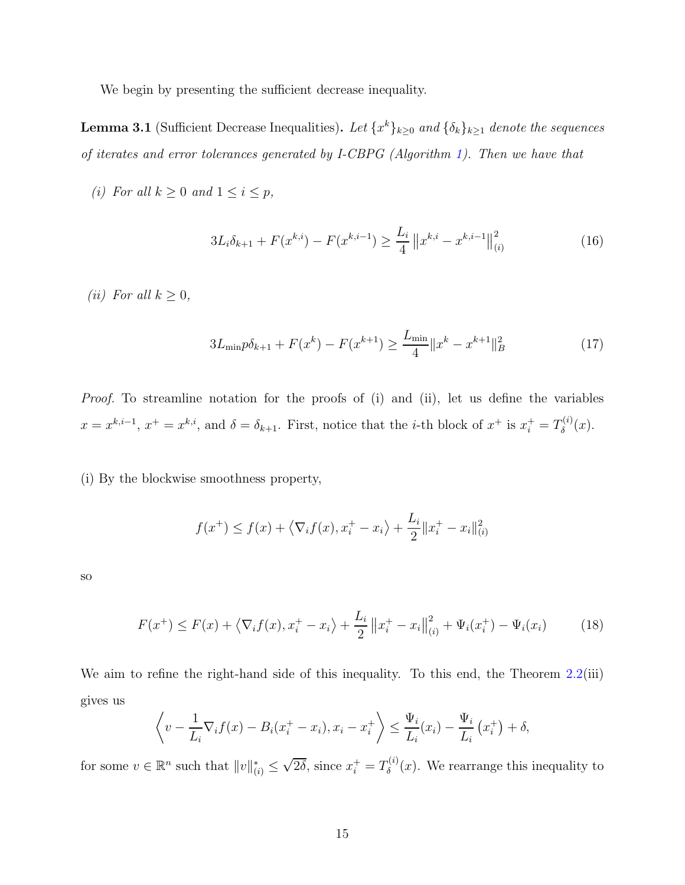We begin by presenting the sufficient decrease inequality.

**Lemma 3.1** (Sufficient Decrease Inequalities)**.** *Let $\{x^k\}_{k\geq 0}$ and $\{\delta_k\}_{k\geq 1}$ denote the sequences of iterates and error tolerances generated by I-CBPG (Algorithm 1). Then we have that*

*(i) For all $k \geq 0$ and $1 \leq i \leq p$,*

$$3L_i\delta_{k+1} + F(x^{k,i}) - F(x^{k,i-1}) \geq \frac{L_i}{4}\left\|x^{k,i} - x^{k,i-1}\right\|_{(i)}^2 \tag{16}$$

*(ii) For all $k \geq 0$,*

$$3L_{\min}p\delta_{k+1} + F(x^k) - F(x^{k+1}) \geq \frac{L_{\min}}{4}\|x^k - x^{k+1}\|_B^2 \tag{17}$$

*Proof.* To streamline notation for the proofs of (i) and (ii), let us define the variables $x = x^{k,i-1}$, $x^+ = x^{k,i}$, and $\delta = \delta_{k+1}$. First, notice that the $i$-th block of $x^+$ is $x_i^+ = T_\delta^{(i)}(x)$.

(i) By the blockwise smoothness property,

$$f(x^+) \leq f(x) + \left\langle \nabla_i f(x), x_i^+ - x_i \right\rangle + \frac{L_i}{2}\|x_i^+ - x_i\|_{(i)}^2$$

so

$$F(x^+) \leq F(x) + \left\langle \nabla_i f(x), x_i^+ - x_i \right\rangle + \frac{L_i}{2}\left\|x_i^+ - x_i\right\|_{(i)}^2 + \Psi_i(x_i^+) - \Psi_i(x_i) \tag{18}$$

We aim to refine the right-hand side of this inequality. To this end, the Theorem 2.2(iii) gives us

$$\left\langle v - \frac{1}{L_i}\nabla_i f(x) - B_i(x_i^+ - x_i), x_i - x_i^+ \right\rangle \leq \frac{\Psi_i}{L_i}(x_i) - \frac{\Psi_i}{L_i}\left(x_i^+\right) + \delta,$$

for some $v \in \mathbb{R}^n$ such that $\|v\|_{(i)}^* \leq \sqrt{2\delta}$, since $x_i^+ = T_\delta^{(i)}(x)$. We rearrange this inequality to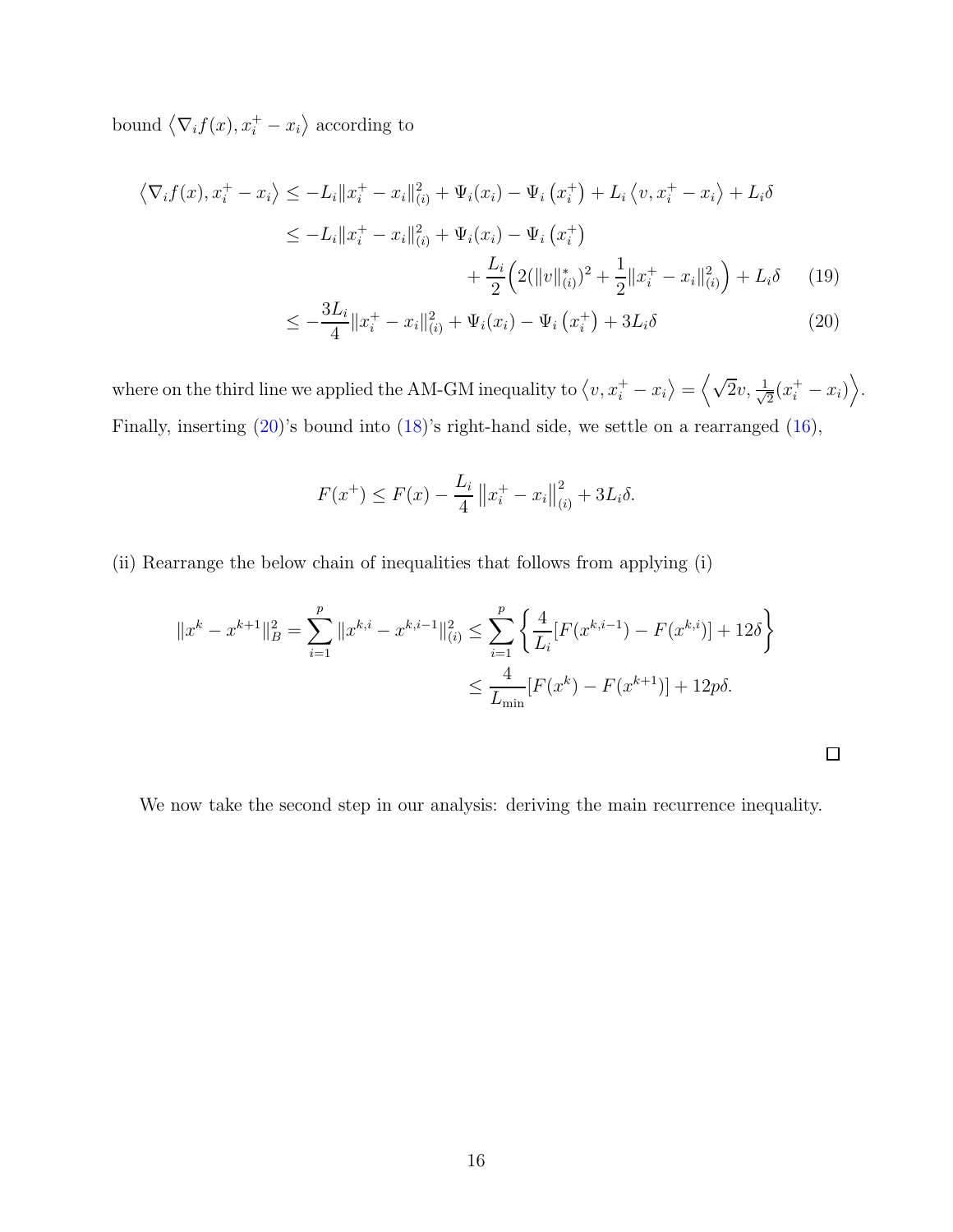bound $\langle \nabla_i f(x), x_i^+ - x_i \rangle$ according to

$$
\begin{aligned}
\langle \nabla_i f(x), x_i^+ - x_i \rangle &\leq -L_i \|x_i^+ - x_i\|_{(i)}^2 + \Psi_i(x_i) - \Psi_i\left(x_i^+\right) + L_i \langle v, x_i^+ - x_i \rangle + L_i \delta \\
&\leq -L_i \|x_i^+ - x_i\|_{(i)}^2 + \Psi_i(x_i) - \Psi_i\left(x_i^+\right) \\
&\qquad\qquad + \frac{L_i}{2}\Big(2(\|v\|_{(i)}^*)^2 + \frac{1}{2}\|x_i^+ - x_i\|_{(i)}^2\Big) + L_i \delta \qquad (19) \\
&\leq -\frac{3L_i}{4}\|x_i^+ - x_i\|_{(i)}^2 + \Psi_i(x_i) - \Psi_i\left(x_i^+\right) + 3L_i \delta \qquad (20)
\end{aligned}
$$

where on the third line we applied the AM-GM inequality to $\langle v, x_i^+ - x_i \rangle = \left\langle \sqrt{2}v, \frac{1}{\sqrt{2}}(x_i^+ - x_i) \right\rangle$. Finally, inserting (20)'s bound into (18)'s right-hand side, we settle on a rearranged (16),

$$
F(x^+) \leq F(x) - \frac{L_i}{4}\left\|x_i^+ - x_i\right\|_{(i)}^2 + 3L_i \delta.
$$

(ii) Rearrange the below chain of inequalities that follows from applying (i)

$$
\begin{aligned}
\|x^k - x^{k+1}\|_B^2 = \sum_{i=1}^{p} \|x^{k,i} - x^{k,i-1}\|_{(i)}^2 &\leq \sum_{i=1}^{p} \left\{ \frac{4}{L_i}[F(x^{k,i-1}) - F(x^{k,i})] + 12\delta \right\} \\
&\leq \frac{4}{L_{\min}}[F(x^k) - F(x^{k+1})] + 12p\delta.
\end{aligned}
$$

□

We now take the second step in our analysis: deriving the main recurrence inequality.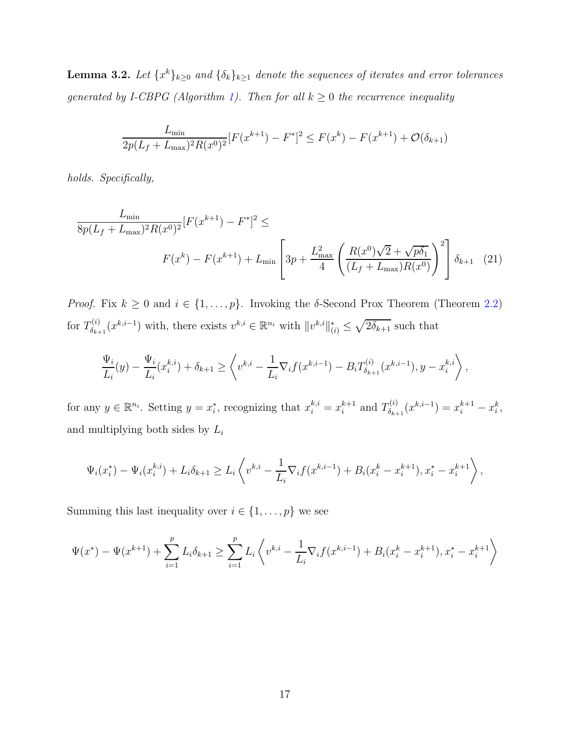**Lemma 3.2.** *Let $\{x^k\}_{k\geq 0}$ and $\{\delta_k\}_{k\geq 1}$ denote the sequences of iterates and error tolerances generated by I-CBPG (Algorithm 1). Then for all $k \geq 0$ the recurrence inequality*

$$\frac{L_{\min}}{2p(L_f + L_{\max})^2 R(x^0)^2}[F(x^{k+1}) - F^*]^2 \leq F(x^k) - F(x^{k+1}) + \mathcal{O}(\delta_{k+1})$$

*holds. Specifically,*

$$\frac{L_{\min}}{8p(L_f + L_{\max})^2 R(x^0)^2}[F(x^{k+1}) - F^*]^2 \leq$$
$$F(x^k) - F(x^{k+1}) + L_{\min}\left[3p + \frac{L_{\max}^2}{4}\left(\frac{R(x^0)\sqrt{2} + \sqrt{p\delta_1}}{(L_f + L_{\max})R(x^0)}\right)^2\right]\delta_{k+1} \quad (21)$$

*Proof.* Fix $k \geq 0$ and $i \in \{1, \dots, p\}$. Invoking the $\delta$-Second Prox Theorem (Theorem 2.2) for $T^{(i)}_{\delta_{k+1}}(x^{k,i-1})$ with, there exists $v^{k,i} \in \mathbb{R}^{n_i}$ with $\|v^{k,i}\|^*_{(i)} \leq \sqrt{2\delta_{k+1}}$ such that

$$\frac{\Psi_i}{L_i}(y) - \frac{\Psi_i}{L_i}(x_i^{k,i}) + \delta_{k+1} \geq \left\langle v^{k,i} - \frac{1}{L_i}\nabla_i f(x^{k,i-1}) - B_i T^{(i)}_{\delta_{k+1}}(x^{k,i-1}), y - x_i^{k,i} \right\rangle,$$

for any $y \in \mathbb{R}^{n_i}$. Setting $y = x_i^*$, recognizing that $x_i^{k,i} = x_i^{k+1}$ and $T^{(i)}_{\delta_{k+1}}(x^{k,i-1}) = x_i^{k+1} - x_i^k$, and multiplying both sides by $L_i$

$$\Psi_i(x_i^*) - \Psi_i(x_i^{k,i}) + L_i\delta_{k+1} \geq L_i\left\langle v^{k,i} - \frac{1}{L_i}\nabla_i f(x^{k,i-1}) + B_i(x_i^k - x_i^{k+1}), x_i^* - x_i^{k+1} \right\rangle,$$

Summing this last inequality over $i \in \{1, \dots, p\}$ we see

$$\Psi(x^*) - \Psi(x^{k+1}) + \sum_{i=1}^p L_i\delta_{k+1} \geq \sum_{i=1}^p L_i\left\langle v^{k,i} - \frac{1}{L_i}\nabla_i f(x^{k,i-1}) + B_i(x_i^k - x_i^{k+1}), x_i^* - x_i^{k+1} \right\rangle$$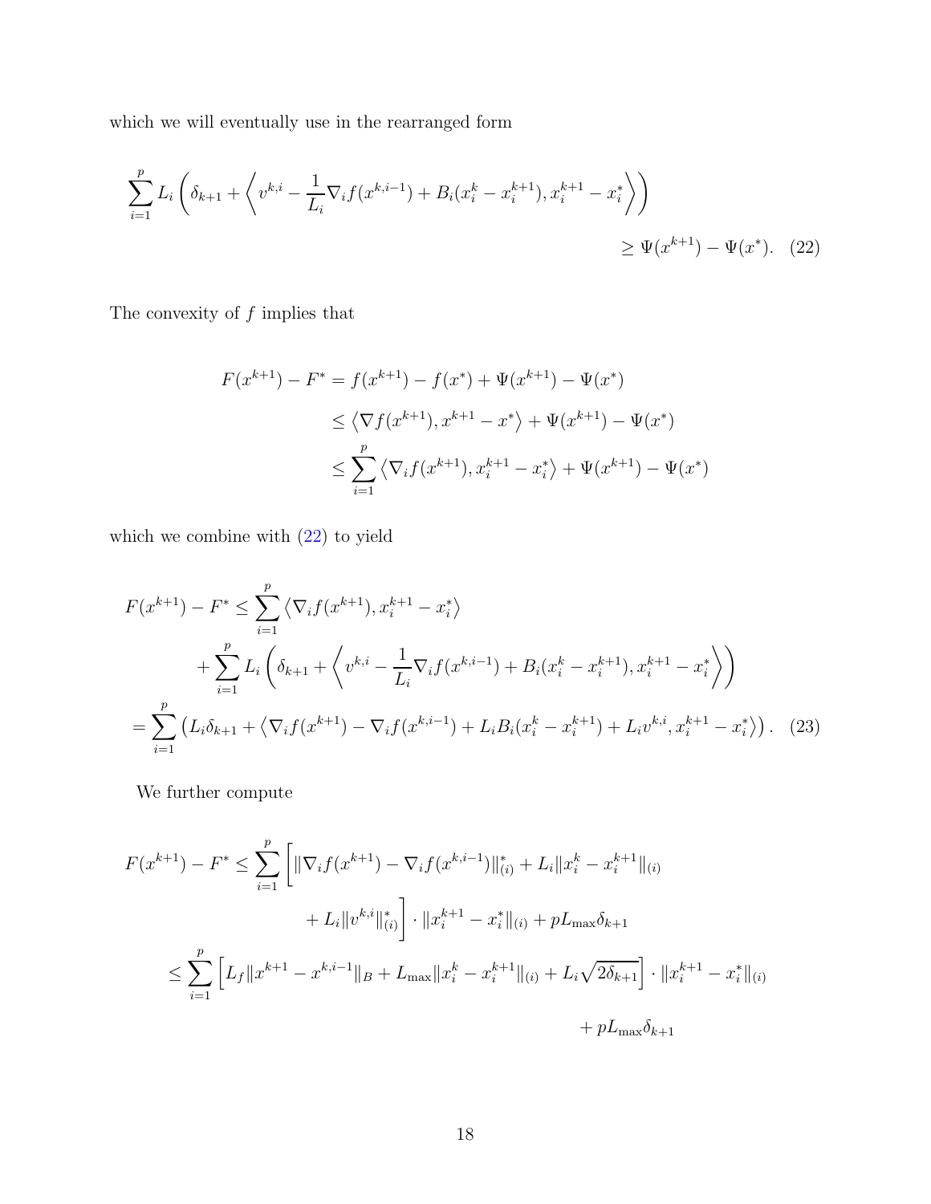which we will eventually use in the rearranged form

$$\sum_{i=1}^{p} L_i \left( \delta_{k+1} + \left\langle v^{k,i} - \frac{1}{L_i} \nabla_i f(x^{k,i-1}) + B_i(x_i^k - x_i^{k+1}), x_i^{k+1} - x_i^* \right\rangle \right) \geq \Psi(x^{k+1}) - \Psi(x^*). \quad (22)$$

The convexity of $f$ implies that

$$\begin{aligned} F(x^{k+1}) - F^* &= f(x^{k+1}) - f(x^*) + \Psi(x^{k+1}) - \Psi(x^*) \\ &\leq \left\langle \nabla f(x^{k+1}), x^{k+1} - x^* \right\rangle + \Psi(x^{k+1}) - \Psi(x^*) \\ &\leq \sum_{i=1}^{p} \left\langle \nabla_i f(x^{k+1}), x_i^{k+1} - x_i^* \right\rangle + \Psi(x^{k+1}) - \Psi(x^*) \end{aligned}$$

which we combine with (22) to yield

$$\begin{aligned} F(x^{k+1}) - F^* &\leq \sum_{i=1}^{p} \left\langle \nabla_i f(x^{k+1}), x_i^{k+1} - x_i^* \right\rangle \\ &\quad + \sum_{i=1}^{p} L_i \left( \delta_{k+1} + \left\langle v^{k,i} - \frac{1}{L_i} \nabla_i f(x^{k,i-1}) + B_i(x_i^k - x_i^{k+1}), x_i^{k+1} - x_i^* \right\rangle \right) \\ &= \sum_{i=1}^{p} \left( L_i \delta_{k+1} + \left\langle \nabla_i f(x^{k+1}) - \nabla_i f(x^{k,i-1}) + L_i B_i(x_i^k - x_i^{k+1}) + L_i v^{k,i}, x_i^{k+1} - x_i^* \right\rangle \right). \quad (23) \end{aligned}$$

We further compute

$$\begin{aligned} F(x^{k+1}) - F^* &\leq \sum_{i=1}^{p} \bigg[ \| \nabla_i f(x^{k+1}) - \nabla_i f(x^{k,i-1}) \|_{(i)}^* + L_i \| x_i^k - x_i^{k+1} \|_{(i)} \\ &\qquad + L_i \| v^{k,i} \|_{(i)}^* \bigg] \cdot \| x_i^{k+1} - x_i^* \|_{(i)} + p L_{\max} \delta_{k+1} \\ &\leq \sum_{i=1}^{p} \left[ L_f \| x^{k+1} - x^{k,i-1} \|_B + L_{\max} \| x_i^k - x_i^{k+1} \|_{(i)} + L_i \sqrt{2\delta_{k+1}} \right] \cdot \| x_i^{k+1} - x_i^* \|_{(i)} \\ &\qquad + p L_{\max} \delta_{k+1} \end{aligned}$$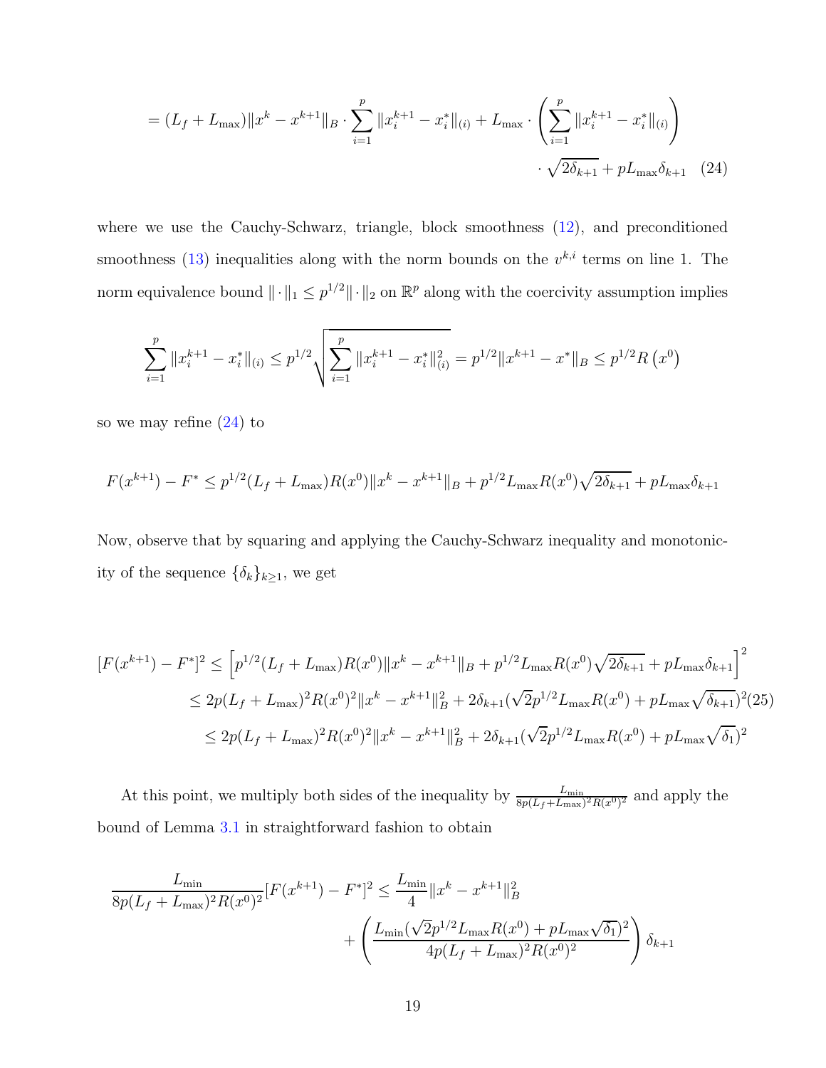$$
= (L_f + L_{\max})\|x^k - x^{k+1}\|_B \cdot \sum_{i=1}^{p} \|x_i^{k+1} - x_i^*\|_{(i)} + L_{\max} \cdot \left( \sum_{i=1}^{p} \|x_i^{k+1} - x_i^*\|_{(i)} \right) \cdot \sqrt{2\delta_{k+1}} + pL_{\max}\delta_{k+1} \quad (24)
$$

where we use the Cauchy-Schwarz, triangle, block smoothness (12), and preconditioned smoothness (13) inequalities along with the norm bounds on the $v^{k,i}$ terms on line 1. The norm equivalence bound $\|\cdot\|_1 \leq p^{1/2}\|\cdot\|_2$ on $\mathbb{R}^p$ along with the coercivity assumption implies

$$
\sum_{i=1}^{p} \|x_i^{k+1} - x_i^*\|_{(i)} \leq p^{1/2} \sqrt{\sum_{i=1}^{p} \|x_i^{k+1} - x_i^*\|_{(i)}^2} = p^{1/2}\|x^{k+1} - x^*\|_B \leq p^{1/2} R\left(x^0\right)
$$

so we may refine (24) to

$$
F(x^{k+1}) - F^* \leq p^{1/2}(L_f + L_{\max})R(x^0)\|x^k - x^{k+1}\|_B + p^{1/2}L_{\max}R(x^0)\sqrt{2\delta_{k+1}} + pL_{\max}\delta_{k+1}
$$

Now, observe that by squaring and applying the Cauchy-Schwarz inequality and monotonicity of the sequence $\{\delta_k\}_{k\geq 1}$, we get

$$
\begin{aligned}
[F(x^{k+1}) - F^*]^2 &\leq \left[p^{1/2}(L_f + L_{\max})R(x^0)\|x^k - x^{k+1}\|_B + p^{1/2}L_{\max}R(x^0)\sqrt{2\delta_{k+1}} + pL_{\max}\delta_{k+1}\right]^2 \\
&\leq 2p(L_f + L_{\max})^2 R(x^0)^2\|x^k - x^{k+1}\|_B^2 + 2\delta_{k+1}(\sqrt{2}p^{1/2}L_{\max}R(x^0) + pL_{\max}\sqrt{\delta_{k+1}})^2 \quad (25) \\
&\leq 2p(L_f + L_{\max})^2 R(x^0)^2\|x^k - x^{k+1}\|_B^2 + 2\delta_{k+1}(\sqrt{2}p^{1/2}L_{\max}R(x^0) + pL_{\max}\sqrt{\delta_1})^2
\end{aligned}
$$

At this point, we multiply both sides of the inequality by $\frac{L_{\min}}{8p(L_f+L_{\max})^2 R(x^0)^2}$ and apply the bound of Lemma 3.1 in straightforward fashion to obtain

$$
\frac{L_{\min}}{8p(L_f + L_{\max})^2 R(x^0)^2}[F(x^{k+1}) - F^*]^2 \leq \frac{L_{\min}}{4}\|x^k - x^{k+1}\|_B^2 + \left( \frac{L_{\min}(\sqrt{2}p^{1/2}L_{\max}R(x^0) + pL_{\max}\sqrt{\delta_1})^2}{4p(L_f + L_{\max})^2 R(x^0)^2} \right) \delta_{k+1}
$$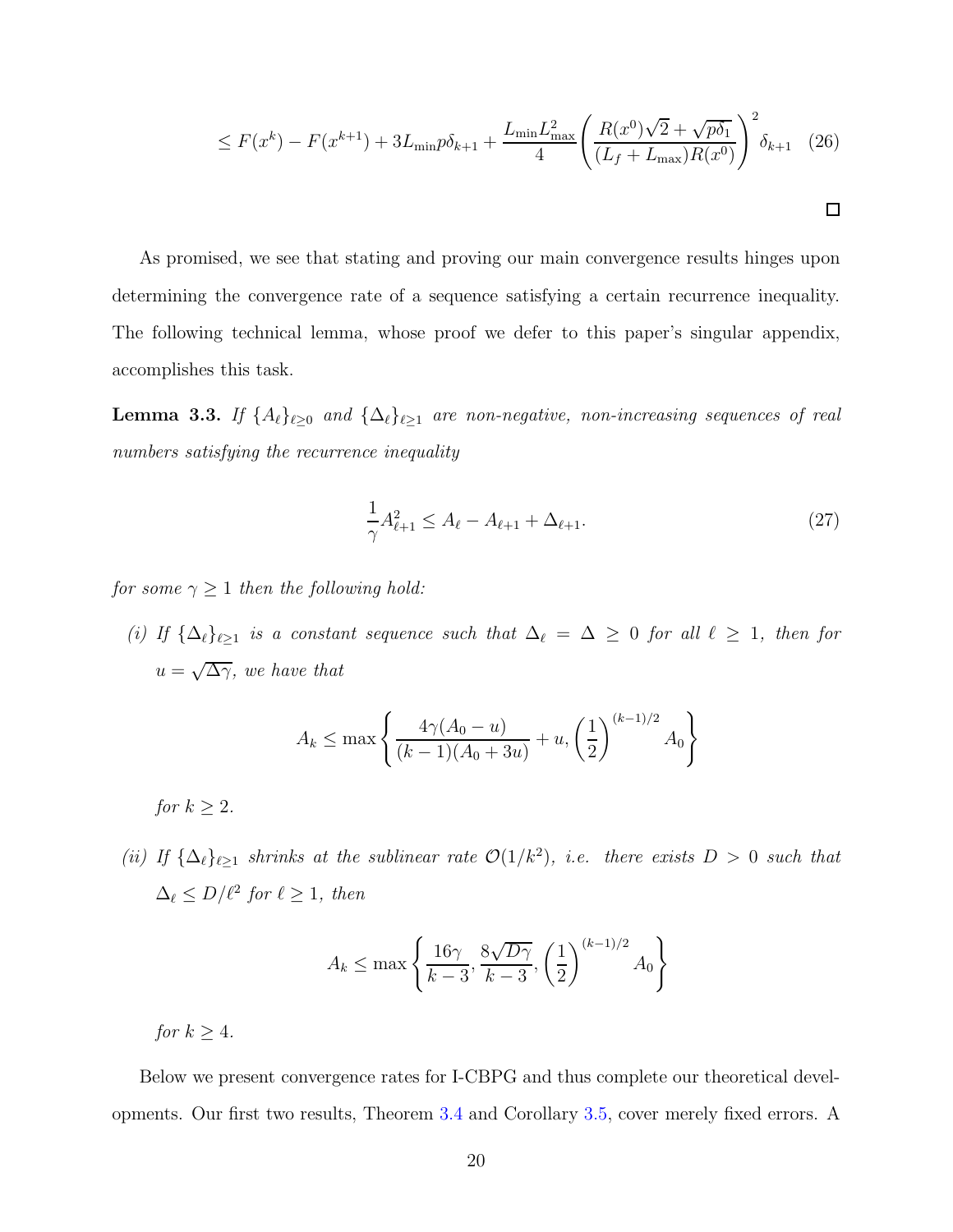$$\leq F(x^k) - F(x^{k+1}) + 3L_{\min} p\delta_{k+1} + \frac{L_{\min} L_{\max}^2}{4}\left(\frac{R(x^0)\sqrt{2} + \sqrt{p\delta_1}}{(L_f + L_{\max})R(x^0)}\right)^2 \delta_{k+1} \quad (26)$$

□

As promised, we see that stating and proving our main convergence results hinges upon determining the convergence rate of a sequence satisfying a certain recurrence inequality. The following technical lemma, whose proof we defer to this paper's singular appendix, accomplishes this task.

**Lemma 3.3.** *If $\{A_\ell\}_{\ell \geq 0}$ and $\{\Delta_\ell\}_{\ell \geq 1}$ are non-negative, non-increasing sequences of real numbers satisfying the recurrence inequality*

$$\frac{1}{\gamma} A_{\ell+1}^2 \leq A_\ell - A_{\ell+1} + \Delta_{\ell+1}. \quad (27)$$

*for some $\gamma \geq 1$ then the following hold:*

*(i) If $\{\Delta_\ell\}_{\ell \geq 1}$ is a constant sequence such that $\Delta_\ell = \Delta \geq 0$ for all $\ell \geq 1$, then for $u = \sqrt{\Delta\gamma}$, we have that*

$$A_k \leq \max\left\{\frac{4\gamma(A_0 - u)}{(k-1)(A_0 + 3u)} + u, \left(\frac{1}{2}\right)^{(k-1)/2} A_0\right\}$$

*for $k \geq 2$.*

*(ii) If $\{\Delta_\ell\}_{\ell \geq 1}$ shrinks at the sublinear rate $\mathcal{O}(1/k^2)$, i.e. there exists $D > 0$ such that $\Delta_\ell \leq D/\ell^2$ for $\ell \geq 1$, then*

$$A_k \leq \max\left\{\frac{16\gamma}{k-3}, \frac{8\sqrt{D\gamma}}{k-3}, \left(\frac{1}{2}\right)^{(k-1)/2} A_0\right\}$$

*for $k \geq 4$.*

Below we present convergence rates for I-CBPG and thus complete our theoretical developments. Our first two results, Theorem 3.4 and Corollary 3.5, cover merely fixed errors. A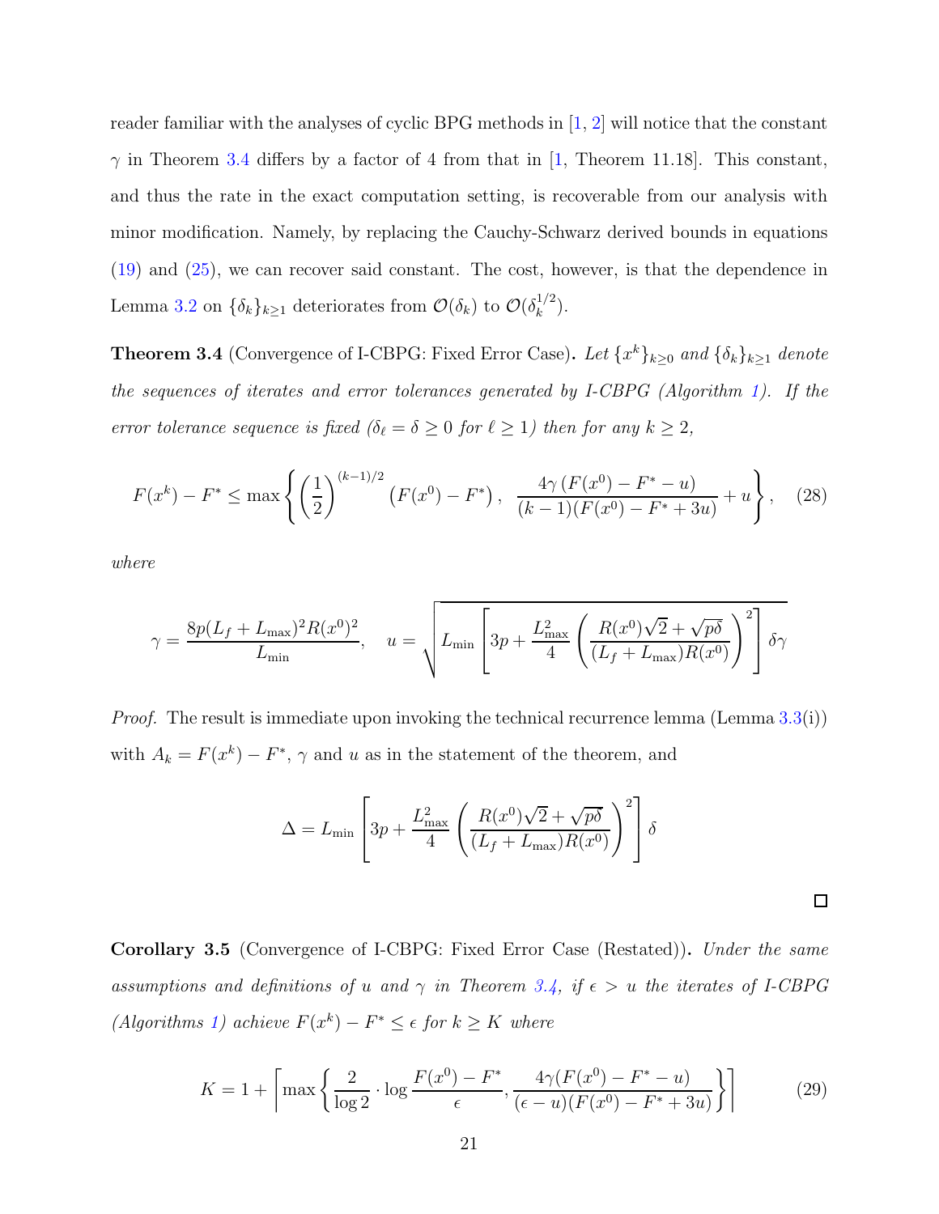reader familiar with the analyses of cyclic BPG methods in [1, 2] will notice that the constant $\gamma$ in Theorem 3.4 differs by a factor of 4 from that in [1, Theorem 11.18]. This constant, and thus the rate in the exact computation setting, is recoverable from our analysis with minor modification. Namely, by replacing the Cauchy-Schwarz derived bounds in equations (19) and (25), we can recover said constant. The cost, however, is that the dependence in Lemma 3.2 on $\{\delta_k\}_{k\geq 1}$ deteriorates from $\mathcal{O}(\delta_k)$ to $\mathcal{O}(\delta_k^{1/2})$.

**Theorem 3.4** (Convergence of I-CBPG: Fixed Error Case)**.** *Let $\{x^k\}_{k\geq 0}$ and $\{\delta_k\}_{k\geq 1}$ denote the sequences of iterates and error tolerances generated by I-CBPG (Algorithm 1). If the error tolerance sequence is fixed ($\delta_\ell = \delta \geq 0$ for $\ell \geq 1$) then for any $k \geq 2$,*

$$F(x^k) - F^* \leq \max\left\{ \left(\frac{1}{2}\right)^{(k-1)/2} \left(F(x^0) - F^*\right),\ \frac{4\gamma\left(F(x^0) - F^* - u\right)}{(k-1)(F(x^0) - F^* + 3u)} + u \right\}, \quad (28)$$

*where*

$$\gamma = \frac{8p(L_f + L_{\max})^2 R(x^0)^2}{L_{\min}}, \quad u = \sqrt{L_{\min}\left[3p + \frac{L_{\max}^2}{4}\left(\frac{R(x^0)\sqrt{2} + \sqrt{p\delta}}{(L_f + L_{\max})R(x^0)}\right)^2\right]\delta\gamma}$$

*Proof.* The result is immediate upon invoking the technical recurrence lemma (Lemma 3.3(i)) with $A_k = F(x^k) - F^*$, $\gamma$ and $u$ as in the statement of the theorem, and

$$\Delta = L_{\min}\left[3p + \frac{L_{\max}^2}{4}\left(\frac{R(x^0)\sqrt{2} + \sqrt{p\delta}}{(L_f + L_{\max})R(x^0)}\right)^2\right]\delta$$

$\square$

**Corollary 3.5** (Convergence of I-CBPG: Fixed Error Case (Restated))**.** *Under the same assumptions and definitions of $u$ and $\gamma$ in Theorem 3.4, if $\epsilon > u$ the iterates of I-CBPG (Algorithms 1) achieve $F(x^k) - F^* \leq \epsilon$ for $k \geq K$ where*

$$K = 1 + \left\lceil \max\left\{ \frac{2}{\log 2} \cdot \log\frac{F(x^0) - F^*}{\epsilon},\ \frac{4\gamma(F(x^0) - F^* - u)}{(\epsilon - u)(F(x^0) - F^* + 3u)} \right\} \right\rceil \quad (29)$$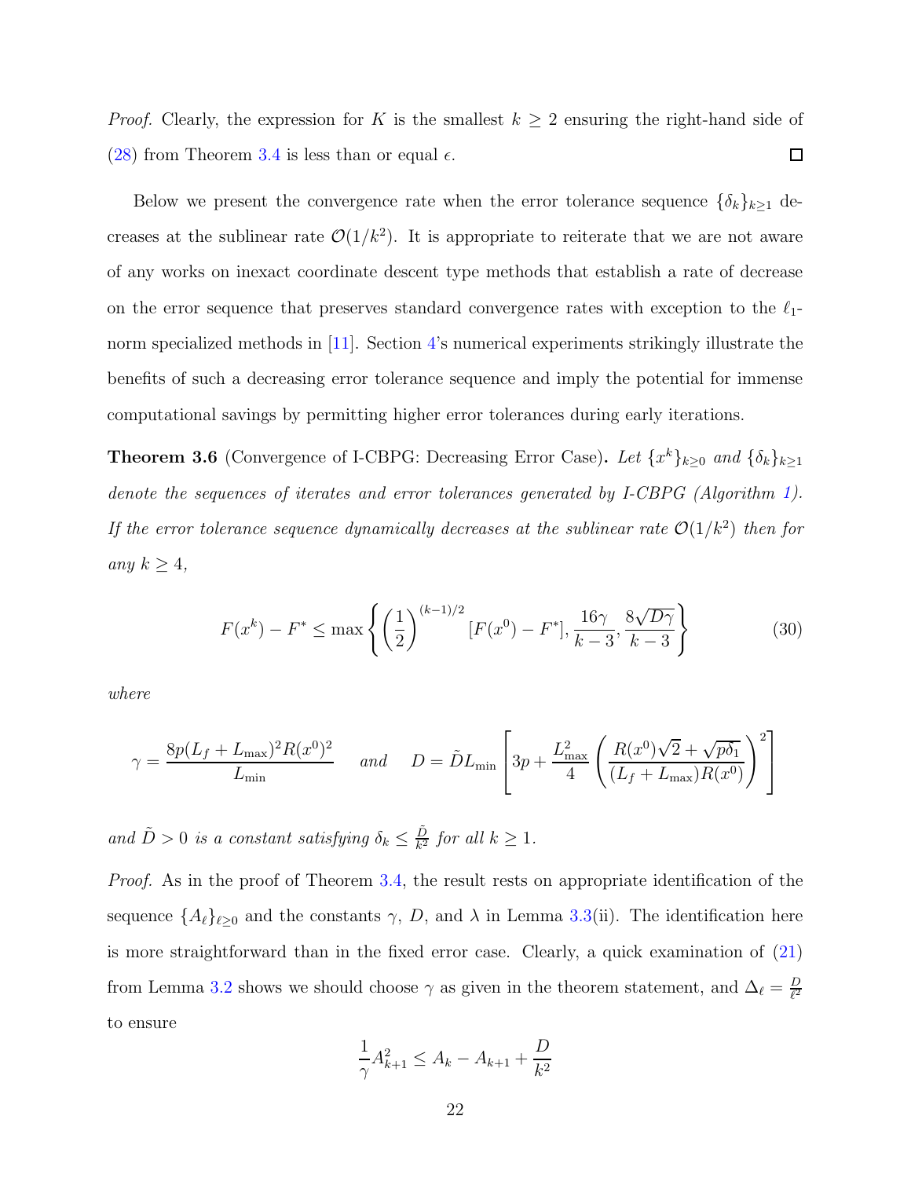*Proof.* Clearly, the expression for $K$ is the smallest $k \geq 2$ ensuring the right-hand side of (28) from Theorem 3.4 is less than or equal $\epsilon$. $\square$

Below we present the convergence rate when the error tolerance sequence $\{\delta_k\}_{k\geq 1}$ decreases at the sublinear rate $\mathcal{O}(1/k^2)$. It is appropriate to reiterate that we are not aware of any works on inexact coordinate descent type methods that establish a rate of decrease on the error sequence that preserves standard convergence rates with exception to the $\ell_1$-norm specialized methods in [11]. Section 4's numerical experiments strikingly illustrate the benefits of such a decreasing error tolerance sequence and imply the potential for immense computational savings by permitting higher error tolerances during early iterations.

**Theorem 3.6** (Convergence of I-CBPG: Decreasing Error Case)**.** *Let $\{x^k\}_{k\geq 0}$ and $\{\delta_k\}_{k\geq 1}$ denote the sequences of iterates and error tolerances generated by I-CBPG (Algorithm 1). If the error tolerance sequence dynamically decreases at the sublinear rate $\mathcal{O}(1/k^2)$ then for any $k \geq 4$,*

$$F(x^k) - F^* \leq \max\left\{ \left(\frac{1}{2}\right)^{(k-1)/2} [F(x^0) - F^*], \frac{16\gamma}{k-3}, \frac{8\sqrt{D\gamma}}{k-3} \right\} \tag{30}$$

*where*

$$\gamma = \frac{8p(L_f + L_{\max})^2 R(x^0)^2}{L_{\min}} \quad \text{and} \quad D = \tilde{D}L_{\min}\left[3p + \frac{L_{\max}^2}{4}\left(\frac{R(x^0)\sqrt{2} + \sqrt{p\delta_1}}{(L_f + L_{\max})R(x^0)}\right)^2\right]$$

*and $\tilde{D} > 0$ is a constant satisfying $\delta_k \leq \frac{\tilde{D}}{k^2}$ for all $k \geq 1$.*

*Proof.* As in the proof of Theorem 3.4, the result rests on appropriate identification of the sequence $\{A_\ell\}_{\ell\geq 0}$ and the constants $\gamma$, $D$, and $\lambda$ in Lemma 3.3(ii). The identification here is more straightforward than in the fixed error case. Clearly, a quick examination of (21) from Lemma 3.2 shows we should choose $\gamma$ as given in the theorem statement, and $\Delta_\ell = \frac{D}{\ell^2}$ to ensure

$$\frac{1}{\gamma}A_{k+1}^2 \leq A_k - A_{k+1} + \frac{D}{k^2}$$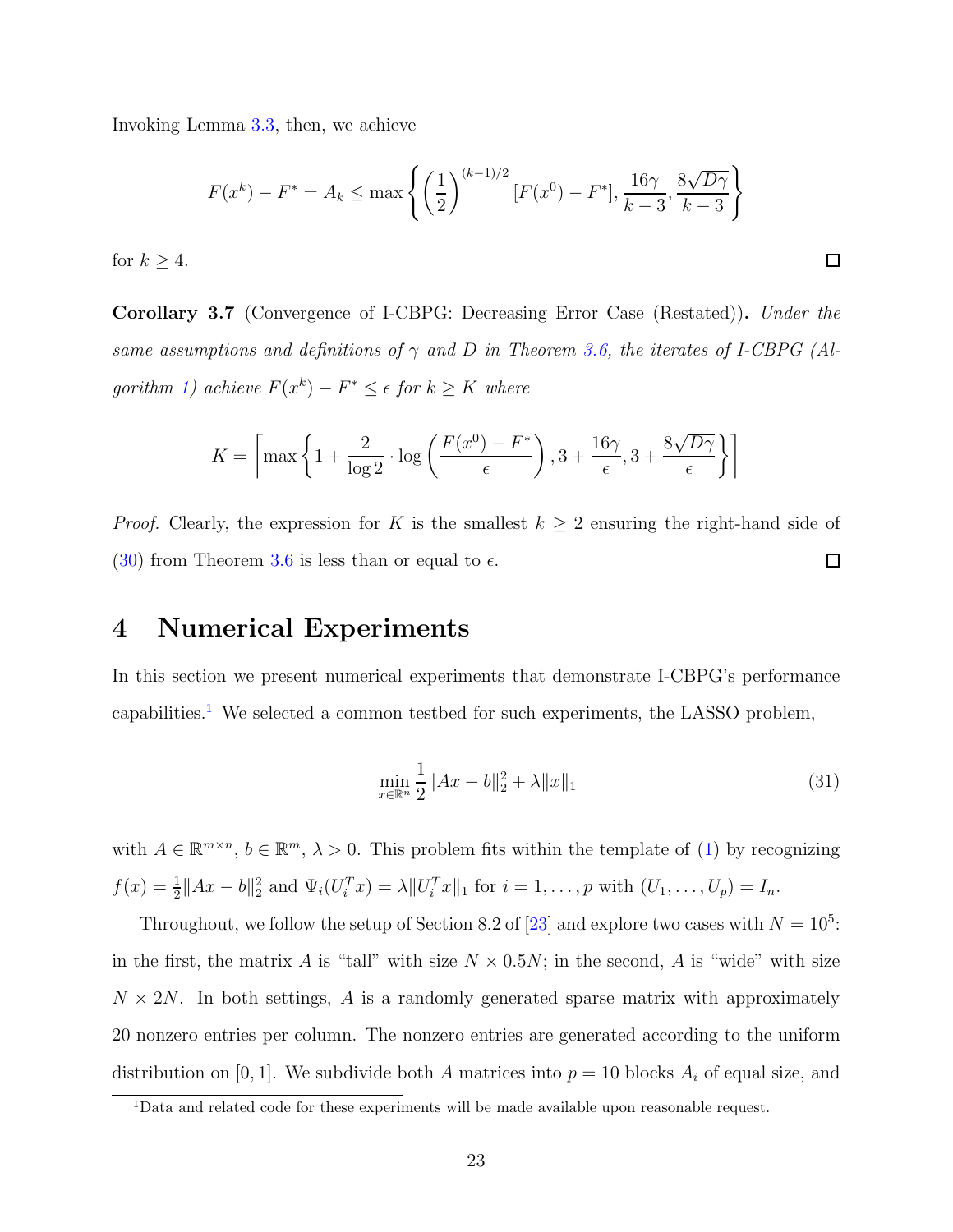Invoking Lemma 3.3, then, we achieve

$$F(x^k) - F^* = A_k \leq \max\left\{ \left(\frac{1}{2}\right)^{(k-1)/2} [F(x^0) - F^*], \frac{16\gamma}{k-3}, \frac{8\sqrt{D\gamma}}{k-3} \right\}$$

for $k \geq 4$. ◻

**Corollary 3.7** (Convergence of I-CBPG: Decreasing Error Case (Restated))**.** *Under the same assumptions and definitions of $\gamma$ and $D$ in Theorem 3.6, the iterates of I-CBPG (Algorithm 1) achieve $F(x^k) - F^* \leq \epsilon$ for $k \geq K$ where*

$$K = \left\lceil \max\left\{ 1 + \frac{2}{\log 2} \cdot \log\left( \frac{F(x^0) - F^*}{\epsilon} \right), 3 + \frac{16\gamma}{\epsilon}, 3 + \frac{8\sqrt{D\gamma}}{\epsilon} \right\} \right\rceil$$

*Proof.* Clearly, the expression for $K$ is the smallest $k \geq 2$ ensuring the right-hand side of (30) from Theorem 3.6 is less than or equal to $\epsilon$. ◻

# 4 Numerical Experiments

In this section we present numerical experiments that demonstrate I-CBPG's performance capabilities.[1] We selected a common testbed for such experiments, the LASSO problem,

$$\min_{x \in \mathbb{R}^n} \frac{1}{2}\|Ax - b\|_2^2 + \lambda\|x\|_1 \tag{31}$$

with $A \in \mathbb{R}^{m \times n}$, $b \in \mathbb{R}^m$, $\lambda > 0$. This problem fits within the template of (1) by recognizing $f(x) = \frac{1}{2}\|Ax - b\|_2^2$ and $\Psi_i(U_i^T x) = \lambda\|U_i^T x\|_1$ for $i = 1, \ldots, p$ with $(U_1, \ldots, U_p) = I_n$.

Throughout, we follow the setup of Section 8.2 of [23] and explore two cases with $N = 10^5$: in the first, the matrix $A$ is "tall" with size $N \times 0.5N$; in the second, $A$ is "wide" with size $N \times 2N$. In both settings, $A$ is a randomly generated sparse matrix with approximately 20 nonzero entries per column. The nonzero entries are generated according to the uniform distribution on $[0, 1]$. We subdivide both $A$ matrices into $p = 10$ blocks $A_i$ of equal size, and

[1] Data and related code for these experiments will be made available upon reasonable request.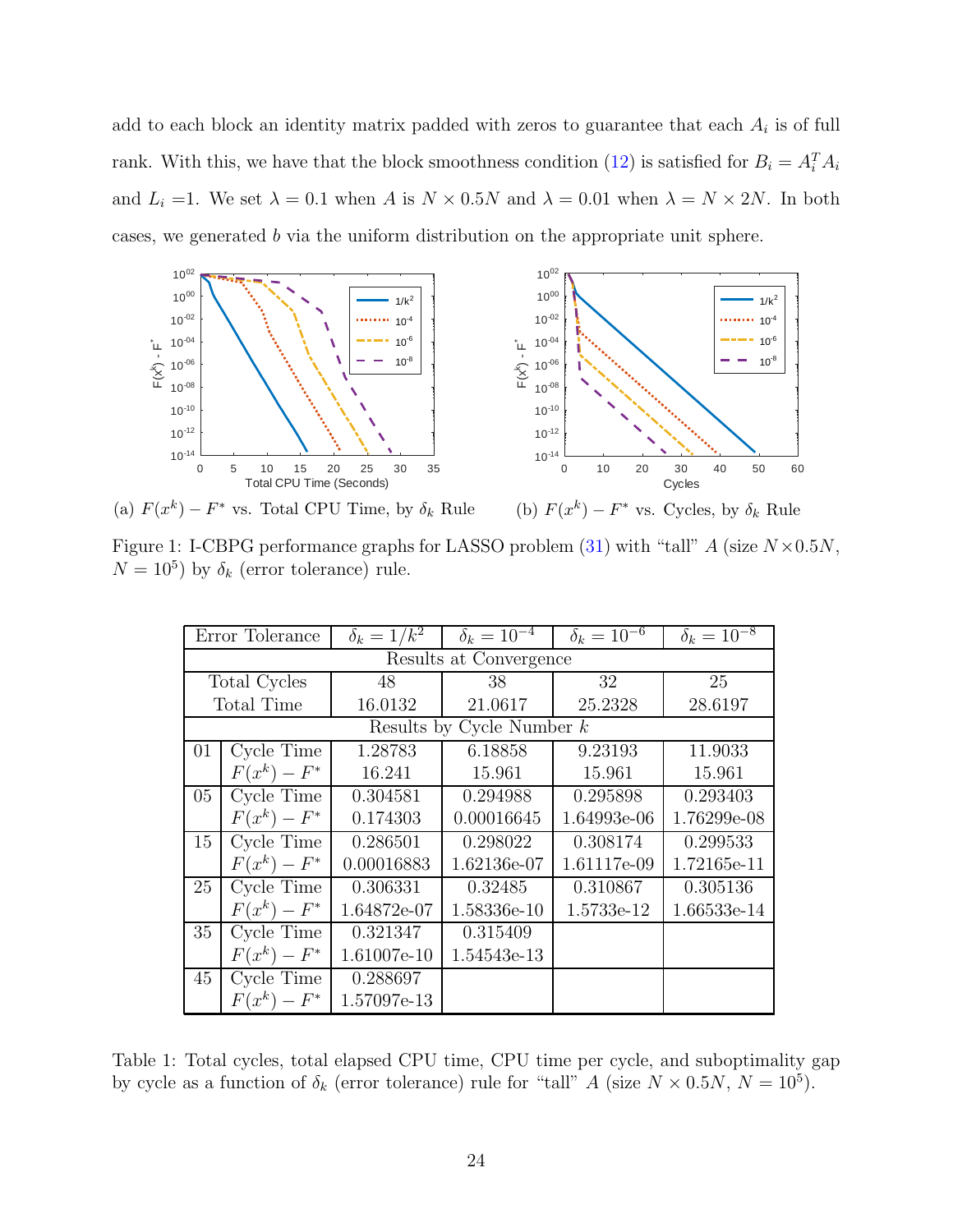add to each block an identity matrix padded with zeros to guarantee that each $A_i$ is of full rank. With this, we have that the block smoothness condition (12) is satisfied for $B_i = A_i^T A_i$ and $L_i = 1$. We set $\lambda = 0.1$ when $A$ is $N \times 0.5N$ and $\lambda = 0.01$ when $\lambda = N \times 2N$. In both cases, we generated $b$ via the uniform distribution on the appropriate unit sphere.

(a) $F(x^k) - F^*$ vs. Total CPU Time, by $\delta_k$ Rule

(b) $F(x^k) - F^*$ vs. Cycles, by $\delta_k$ Rule

Figure 1: I-CBPG performance graphs for LASSO problem (31) with "tall" $A$ (size $N \times 0.5N$, $N = 10^5$) by $\delta_k$ (error tolerance) rule.

| Error Tolerance | | $\delta_k = 1/k^2$ | $\delta_k = 10^{-4}$ | $\delta_k = 10^{-6}$ | $\delta_k = 10^{-8}$ |
|---|---|---|---|---|---|
| Results at Convergence | | | | | |
| Total Cycles | | 48 | 38 | 32 | 25 |
| Total Time | | 16.0132 | 21.0617 | 25.2328 | 28.6197 |
| Results by Cycle Number $k$ | | | | | |
| 01 | Cycle Time | 1.28783 | 6.18858 | 9.23193 | 11.9033 |
| | $F(x^k) - F^*$ | 16.241 | 15.961 | 15.961 | 15.961 |
| 05 | Cycle Time | 0.304581 | 0.294988 | 0.295898 | 0.293403 |
| | $F(x^k) - F^*$ | 0.174303 | 0.00016645 | 1.64993e-06 | 1.76299e-08 |
| 15 | Cycle Time | 0.286501 | 0.298022 | 0.308174 | 0.299533 |
| | $F(x^k) - F^*$ | 0.00016883 | 1.62136e-07 | 1.61117e-09 | 1.72165e-11 |
| 25 | Cycle Time | 0.306331 | 0.32485 | 0.310867 | 0.305136 |
| | $F(x^k) - F^*$ | 1.64872e-07 | 1.58336e-10 | 1.5733e-12 | 1.66533e-14 |
| 35 | Cycle Time | 0.321347 | 0.315409 | | |
| | $F(x^k) - F^*$ | 1.61007e-10 | 1.54543e-13 | | |
| 45 | Cycle Time | 0.288697 | | | |
| | $F(x^k) - F^*$ | 1.57097e-13 | | | |

Table 1: Total cycles, total elapsed CPU time, CPU time per cycle, and suboptimality gap by cycle as a function of $\delta_k$ (error tolerance) rule for "tall" $A$ (size $N \times 0.5N$, $N = 10^5$).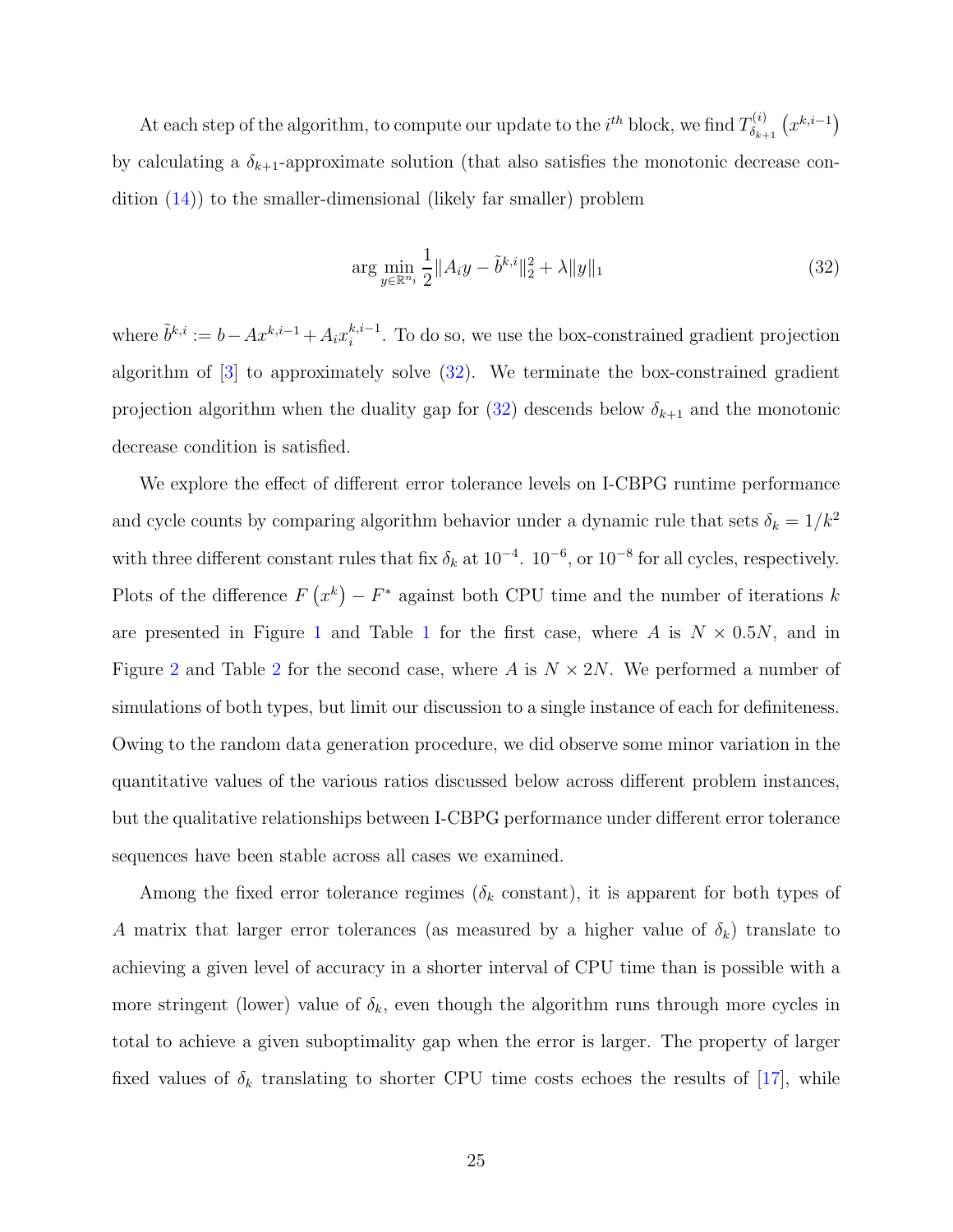At each step of the algorithm, to compute our update to the $i^{th}$ block, we find $T^{(i)}_{\delta_{k+1}}\left(x^{k,i-1}\right)$ by calculating a $\delta_{k+1}$-approximate solution (that also satisfies the monotonic decrease condition (14)) to the smaller-dimensional (likely far smaller) problem

$$\arg\min_{y\in\mathbb{R}^{n_i}} \frac{1}{2}\|A_i y - \tilde{b}^{k,i}\|_2^2 + \lambda\|y\|_1 \tag{32}$$

where $\tilde{b}^{k,i} := b - Ax^{k,i-1} + A_i x_i^{k,i-1}$. To do so, we use the box-constrained gradient projection algorithm of [3] to approximately solve (32). We terminate the box-constrained gradient projection algorithm when the duality gap for (32) descends below $\delta_{k+1}$ and the monotonic decrease condition is satisfied.

We explore the effect of different error tolerance levels on I-CBPG runtime performance and cycle counts by comparing algorithm behavior under a dynamic rule that sets $\delta_k = 1/k^2$ with three different constant rules that fix $\delta_k$ at $10^{-4}$. $10^{-6}$, or $10^{-8}$ for all cycles, respectively. Plots of the difference $F\left(x^k\right) - F^*$ against both CPU time and the number of iterations $k$ are presented in Figure 1 and Table 1 for the first case, where $A$ is $N \times 0.5N$, and in Figure 2 and Table 2 for the second case, where $A$ is $N \times 2N$. We performed a number of simulations of both types, but limit our discussion to a single instance of each for definiteness. Owing to the random data generation procedure, we did observe some minor variation in the quantitative values of the various ratios discussed below across different problem instances, but the qualitative relationships between I-CBPG performance under different error tolerance sequences have been stable across all cases we examined.

Among the fixed error tolerance regimes ($\delta_k$ constant), it is apparent for both types of $A$ matrix that larger error tolerances (as measured by a higher value of $\delta_k$) translate to achieving a given level of accuracy in a shorter interval of CPU time than is possible with a more stringent (lower) value of $\delta_k$, even though the algorithm runs through more cycles in total to achieve a given suboptimality gap when the error is larger. The property of larger fixed values of $\delta_k$ translating to shorter CPU time costs echoes the results of [17], while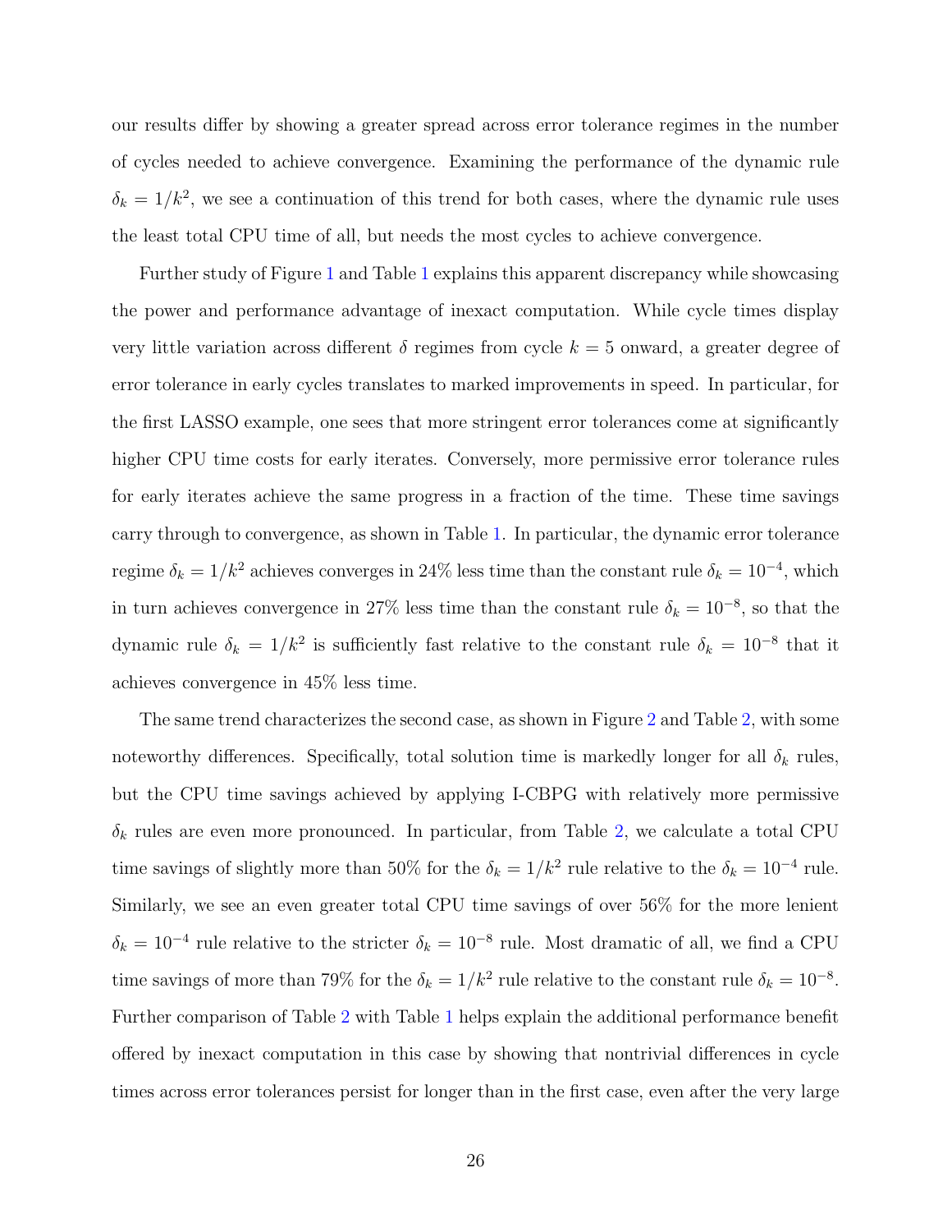our results differ by showing a greater spread across error tolerance regimes in the number of cycles needed to achieve convergence. Examining the performance of the dynamic rule $\delta_k = 1/k^2$, we see a continuation of this trend for both cases, where the dynamic rule uses the least total CPU time of all, but needs the most cycles to achieve convergence.

Further study of Figure 1 and Table 1 explains this apparent discrepancy while showcasing the power and performance advantage of inexact computation. While cycle times display very little variation across different $\delta$ regimes from cycle $k = 5$ onward, a greater degree of error tolerance in early cycles translates to marked improvements in speed. In particular, for the first LASSO example, one sees that more stringent error tolerances come at significantly higher CPU time costs for early iterates. Conversely, more permissive error tolerance rules for early iterates achieve the same progress in a fraction of the time. These time savings carry through to convergence, as shown in Table 1. In particular, the dynamic error tolerance regime $\delta_k = 1/k^2$ achieves converges in 24% less time than the constant rule $\delta_k = 10^{-4}$, which in turn achieves convergence in 27% less time than the constant rule $\delta_k = 10^{-8}$, so that the dynamic rule $\delta_k = 1/k^2$ is sufficiently fast relative to the constant rule $\delta_k = 10^{-8}$ that it achieves convergence in 45% less time.

The same trend characterizes the second case, as shown in Figure 2 and Table 2, with some noteworthy differences. Specifically, total solution time is markedly longer for all $\delta_k$ rules, but the CPU time savings achieved by applying I-CBPG with relatively more permissive $\delta_k$ rules are even more pronounced. In particular, from Table 2, we calculate a total CPU time savings of slightly more than 50% for the $\delta_k = 1/k^2$ rule relative to the $\delta_k = 10^{-4}$ rule. Similarly, we see an even greater total CPU time savings of over 56% for the more lenient $\delta_k = 10^{-4}$ rule relative to the stricter $\delta_k = 10^{-8}$ rule. Most dramatic of all, we find a CPU time savings of more than 79% for the $\delta_k = 1/k^2$ rule relative to the constant rule $\delta_k = 10^{-8}$. Further comparison of Table 2 with Table 1 helps explain the additional performance benefit offered by inexact computation in this case by showing that nontrivial differences in cycle times across error tolerances persist for longer than in the first case, even after the very large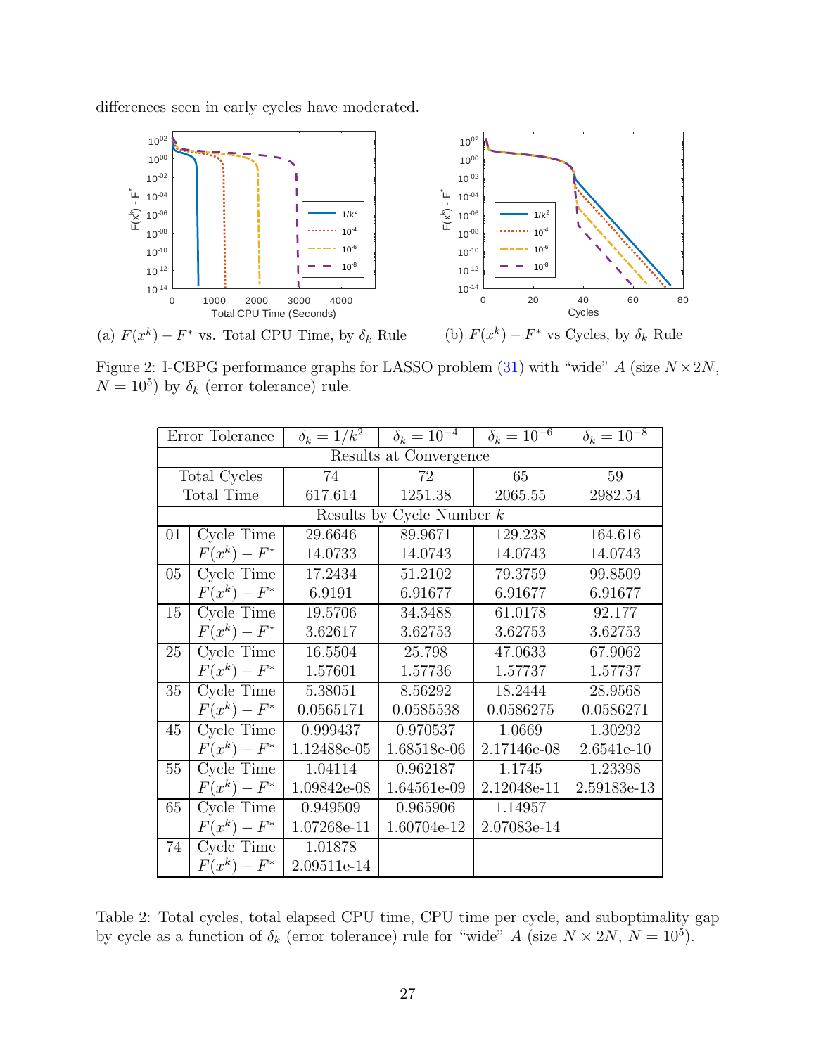differences seen in early cycles have moderated.

(a) $F(x^k) - F^*$ vs. Total CPU Time, by $\delta_k$ Rule

(b) $F(x^k) - F^*$ vs Cycles, by $\delta_k$ Rule

Figure 2: I-CBPG performance graphs for LASSO problem (31) with "wide" $A$ (size $N \times 2N$, $N = 10^5$) by $\delta_k$ (error tolerance) rule.

| Error Tolerance | | $\delta_k = 1/k^2$ | $\delta_k = 10^{-4}$ | $\delta_k = 10^{-6}$ | $\delta_k = 10^{-8}$ |
|---|---|---|---|---|---|
| Results at Convergence | | | | | |
| Total Cycles | | 74 | 72 | 65 | 59 |
| Total Time | | 617.614 | 1251.38 | 2065.55 | 2982.54 |
| Results by Cycle Number $k$ | | | | | |
| 01 | Cycle Time | 29.6646 | 89.9671 | 129.238 | 164.616 |
| | $F(x^k) - F^*$ | 14.0733 | 14.0743 | 14.0743 | 14.0743 |
| 05 | Cycle Time | 17.2434 | 51.2102 | 79.3759 | 99.8509 |
| | $F(x^k) - F^*$ | 6.9191 | 6.91677 | 6.91677 | 6.91677 |
| 15 | Cycle Time | 19.5706 | 34.3488 | 61.0178 | 92.177 |
| | $F(x^k) - F^*$ | 3.62617 | 3.62753 | 3.62753 | 3.62753 |
| 25 | Cycle Time | 16.5504 | 25.798 | 47.0633 | 67.9062 |
| | $F(x^k) - F^*$ | 1.57601 | 1.57736 | 1.57737 | 1.57737 |
| 35 | Cycle Time | 5.38051 | 8.56292 | 18.2444 | 28.9568 |
| | $F(x^k) - F^*$ | 0.0565171 | 0.0585538 | 0.0586275 | 0.0586271 |
| 45 | Cycle Time | 0.999437 | 0.970537 | 1.0669 | 1.30292 |
| | $F(x^k) - F^*$ | 1.12488e-05 | 1.68518e-06 | 2.17146e-08 | 2.6541e-10 |
| 55 | Cycle Time | 1.04114 | 0.962187 | 1.1745 | 1.23398 |
| | $F(x^k) - F^*$ | 1.09842e-08 | 1.64561e-09 | 2.12048e-11 | 2.59183e-13 |
| 65 | Cycle Time | 0.949509 | 0.965906 | 1.14957 | |
| | $F(x^k) - F^*$ | 1.07268e-11 | 1.60704e-12 | 2.07083e-14 | |
| 74 | Cycle Time | 1.01878 | | | |
| | $F(x^k) - F^*$ | 2.09511e-14 | | | |

Table 2: Total cycles, total elapsed CPU time, CPU time per cycle, and suboptimality gap by cycle as a function of $\delta_k$ (error tolerance) rule for "wide" $A$ (size $N \times 2N$, $N = 10^5$).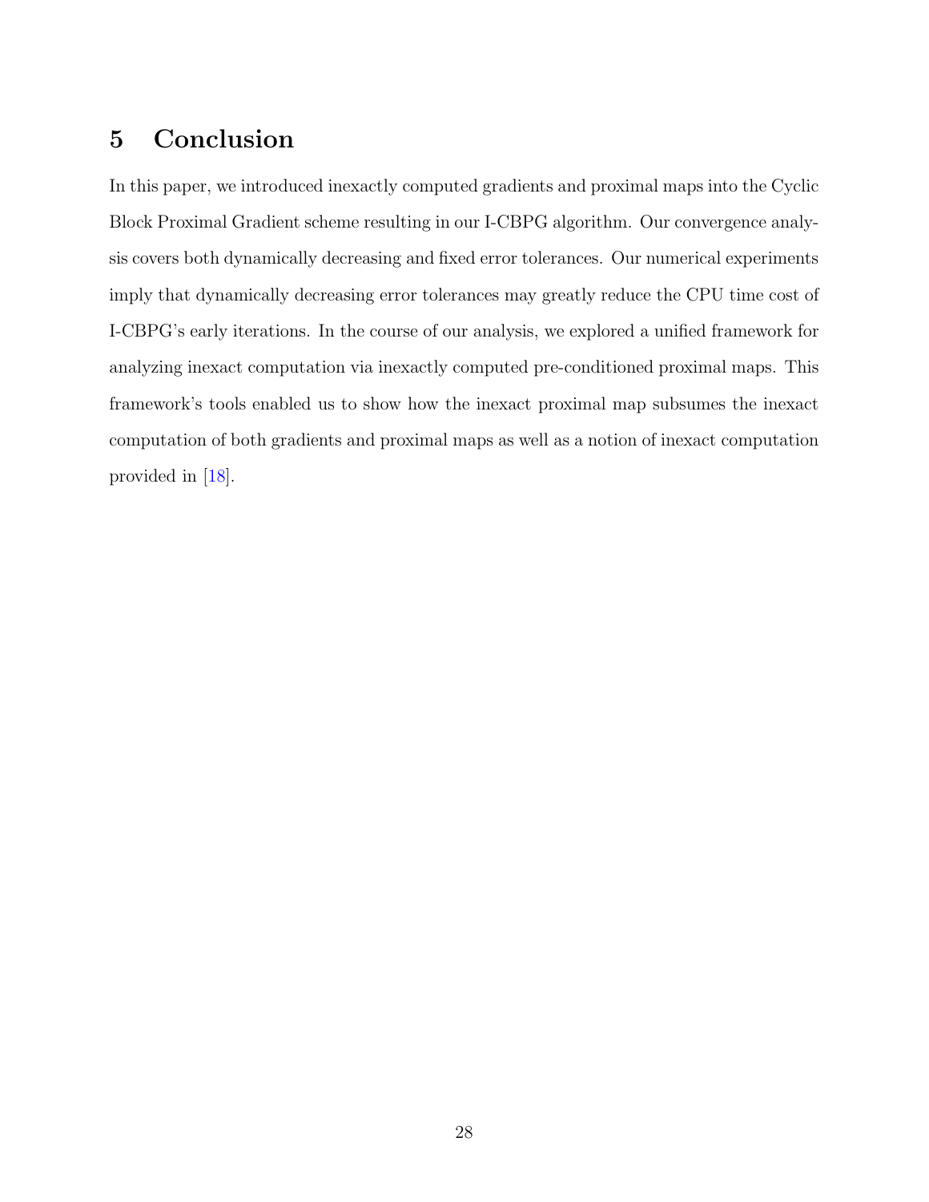## 5 Conclusion

In this paper, we introduced inexactly computed gradients and proximal maps into the Cyclic Block Proximal Gradient scheme resulting in our I-CBPG algorithm. Our convergence analysis covers both dynamically decreasing and fixed error tolerances. Our numerical experiments imply that dynamically decreasing error tolerances may greatly reduce the CPU time cost of I-CBPG's early iterations. In the course of our analysis, we explored a unified framework for analyzing inexact computation via inexactly computed pre-conditioned proximal maps. This framework's tools enabled us to show how the inexact proximal map subsumes the inexact computation of both gradients and proximal maps as well as a notion of inexact computation provided in [18].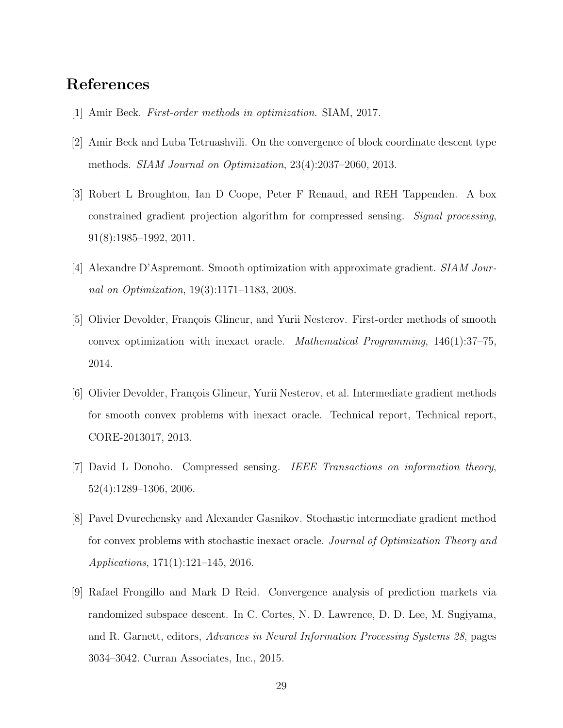## References

[1] Amir Beck. *First-order methods in optimization*. SIAM, 2017.

[2] Amir Beck and Luba Tetruashvili. On the convergence of block coordinate descent type methods. *SIAM Journal on Optimization*, 23(4):2037–2060, 2013.

[3] Robert L Broughton, Ian D Coope, Peter F Renaud, and REH Tappenden. A box constrained gradient projection algorithm for compressed sensing. *Signal processing*, 91(8):1985–1992, 2011.

[4] Alexandre D'Aspremont. Smooth optimization with approximate gradient. *SIAM Journal on Optimization*, 19(3):1171–1183, 2008.

[5] Olivier Devolder, François Glineur, and Yurii Nesterov. First-order methods of smooth convex optimization with inexact oracle. *Mathematical Programming*, 146(1):37–75, 2014.

[6] Olivier Devolder, François Glineur, Yurii Nesterov, et al. Intermediate gradient methods for smooth convex problems with inexact oracle. Technical report, Technical report, CORE-2013017, 2013.

[7] David L Donoho. Compressed sensing. *IEEE Transactions on information theory*, 52(4):1289–1306, 2006.

[8] Pavel Dvurechensky and Alexander Gasnikov. Stochastic intermediate gradient method for convex problems with stochastic inexact oracle. *Journal of Optimization Theory and Applications*, 171(1):121–145, 2016.

[9] Rafael Frongillo and Mark D Reid. Convergence analysis of prediction markets via randomized subspace descent. In C. Cortes, N. D. Lawrence, D. D. Lee, M. Sugiyama, and R. Garnett, editors, *Advances in Neural Information Processing Systems 28*, pages 3034–3042. Curran Associates, Inc., 2015.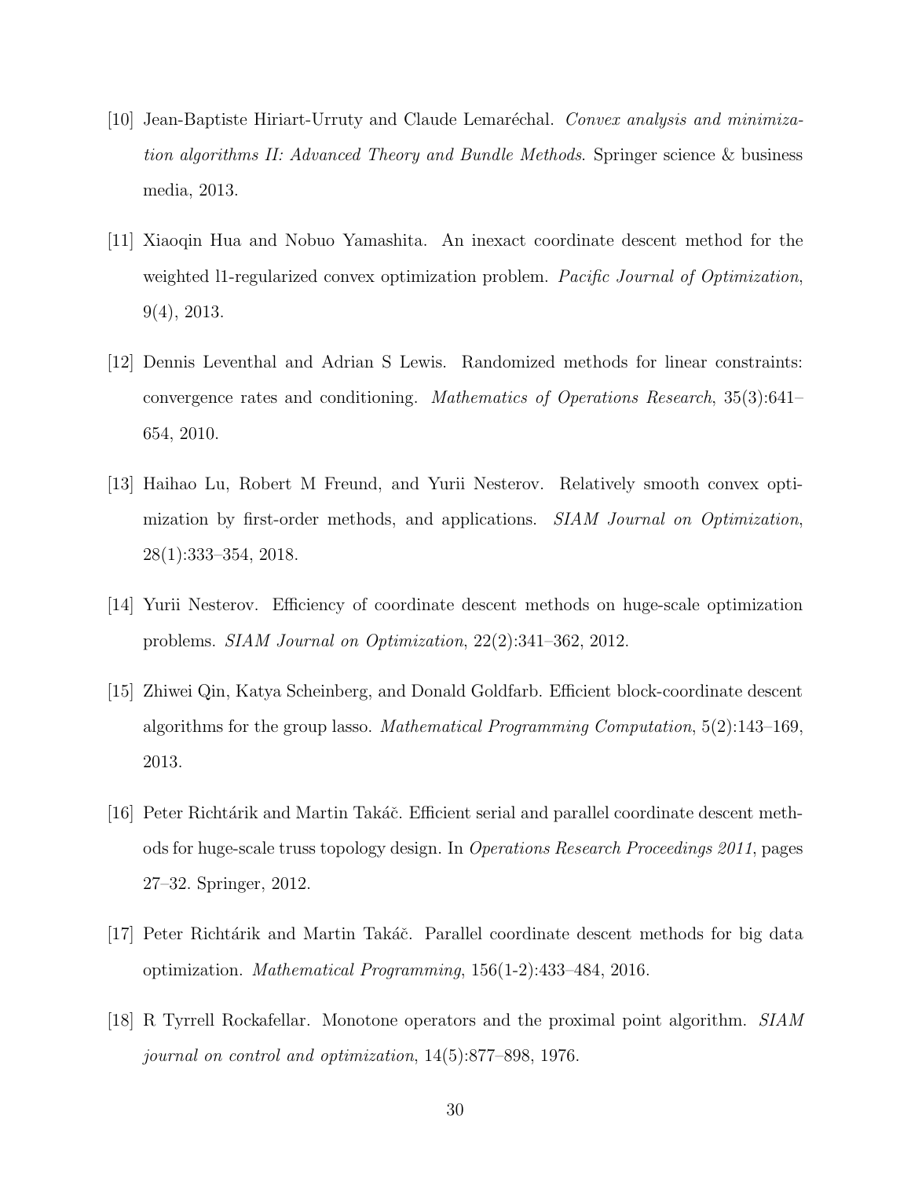[10] Jean-Baptiste Hiriart-Urruty and Claude Lemaréchal. *Convex analysis and minimization algorithms II: Advanced Theory and Bundle Methods*. Springer science & business media, 2013.

[11] Xiaoqin Hua and Nobuo Yamashita. An inexact coordinate descent method for the weighted l1-regularized convex optimization problem. *Pacific Journal of Optimization*, 9(4), 2013.

[12] Dennis Leventhal and Adrian S Lewis. Randomized methods for linear constraints: convergence rates and conditioning. *Mathematics of Operations Research*, 35(3):641–654, 2010.

[13] Haihao Lu, Robert M Freund, and Yurii Nesterov. Relatively smooth convex optimization by first-order methods, and applications. *SIAM Journal on Optimization*, 28(1):333–354, 2018.

[14] Yurii Nesterov. Efficiency of coordinate descent methods on huge-scale optimization problems. *SIAM Journal on Optimization*, 22(2):341–362, 2012.

[15] Zhiwei Qin, Katya Scheinberg, and Donald Goldfarb. Efficient block-coordinate descent algorithms for the group lasso. *Mathematical Programming Computation*, 5(2):143–169, 2013.

[16] Peter Richtárik and Martin Takáč. Efficient serial and parallel coordinate descent methods for huge-scale truss topology design. In *Operations Research Proceedings 2011*, pages 27–32. Springer, 2012.

[17] Peter Richtárik and Martin Takáč. Parallel coordinate descent methods for big data optimization. *Mathematical Programming*, 156(1-2):433–484, 2016.

[18] R Tyrrell Rockafellar. Monotone operators and the proximal point algorithm. *SIAM journal on control and optimization*, 14(5):877–898, 1976.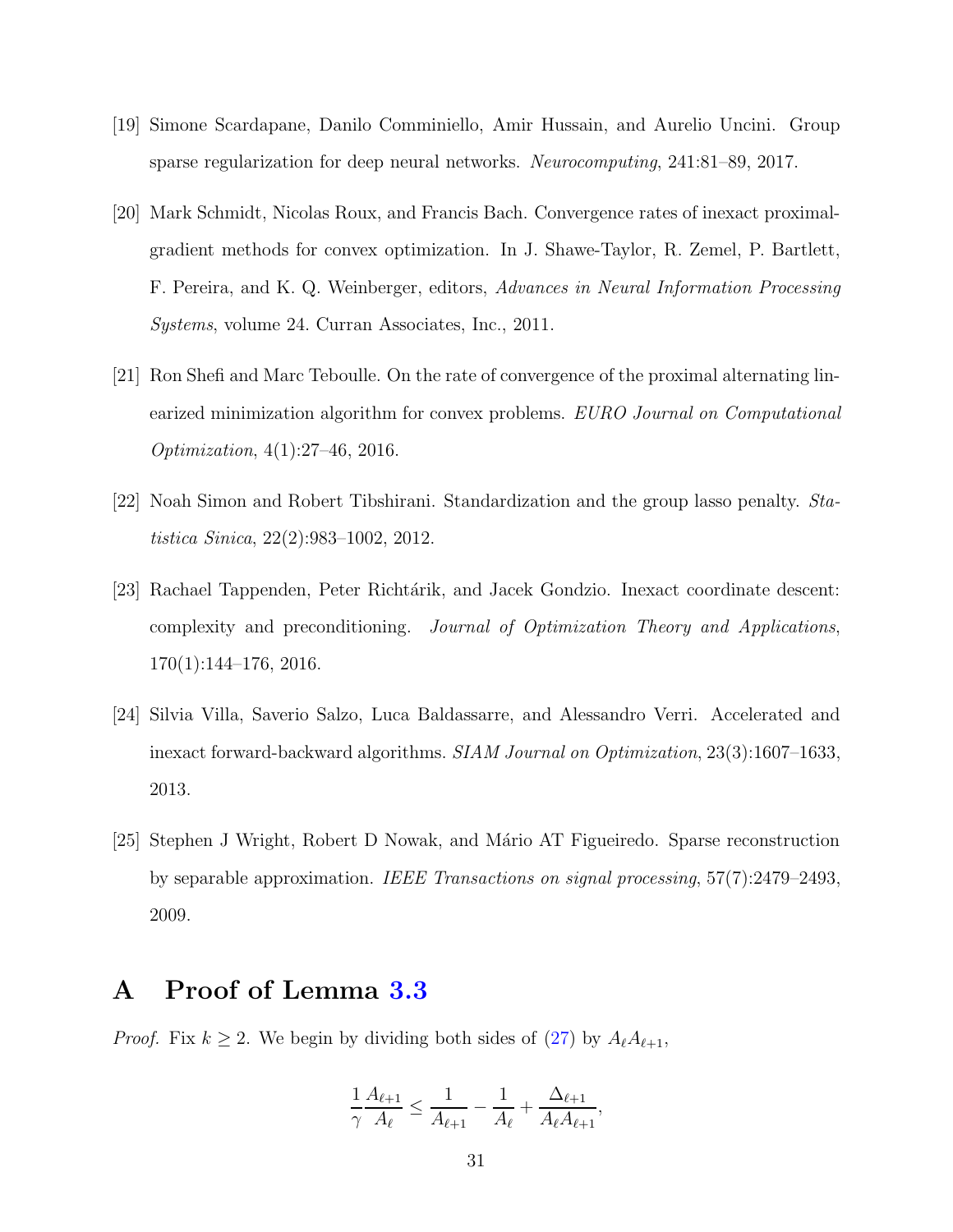[19] Simone Scardapane, Danilo Comminiello, Amir Hussain, and Aurelio Uncini. Group sparse regularization for deep neural networks. *Neurocomputing*, 241:81–89, 2017.

[20] Mark Schmidt, Nicolas Roux, and Francis Bach. Convergence rates of inexact proximal-gradient methods for convex optimization. In J. Shawe-Taylor, R. Zemel, P. Bartlett, F. Pereira, and K. Q. Weinberger, editors, *Advances in Neural Information Processing Systems*, volume 24. Curran Associates, Inc., 2011.

[21] Ron Shefi and Marc Teboulle. On the rate of convergence of the proximal alternating linearized minimization algorithm for convex problems. *EURO Journal on Computational Optimization*, 4(1):27–46, 2016.

[22] Noah Simon and Robert Tibshirani. Standardization and the group lasso penalty. *Statistica Sinica*, 22(2):983–1002, 2012.

[23] Rachael Tappenden, Peter Richtárik, and Jacek Gondzio. Inexact coordinate descent: complexity and preconditioning. *Journal of Optimization Theory and Applications*, 170(1):144–176, 2016.

[24] Silvia Villa, Saverio Salzo, Luca Baldassarre, and Alessandro Verri. Accelerated and inexact forward-backward algorithms. *SIAM Journal on Optimization*, 23(3):1607–1633, 2013.

[25] Stephen J Wright, Robert D Nowak, and Mário AT Figueiredo. Sparse reconstruction by separable approximation. *IEEE Transactions on signal processing*, 57(7):2479–2493, 2009.

# A Proof of Lemma 3.3

*Proof.* Fix $k \geq 2$. We begin by dividing both sides of (27) by $A_\ell A_{\ell+1}$,

$$\frac{1}{\gamma}\frac{A_{\ell+1}}{A_\ell} \leq \frac{1}{A_{\ell+1}} - \frac{1}{A_\ell} + \frac{\Delta_{\ell+1}}{A_\ell A_{\ell+1}},$$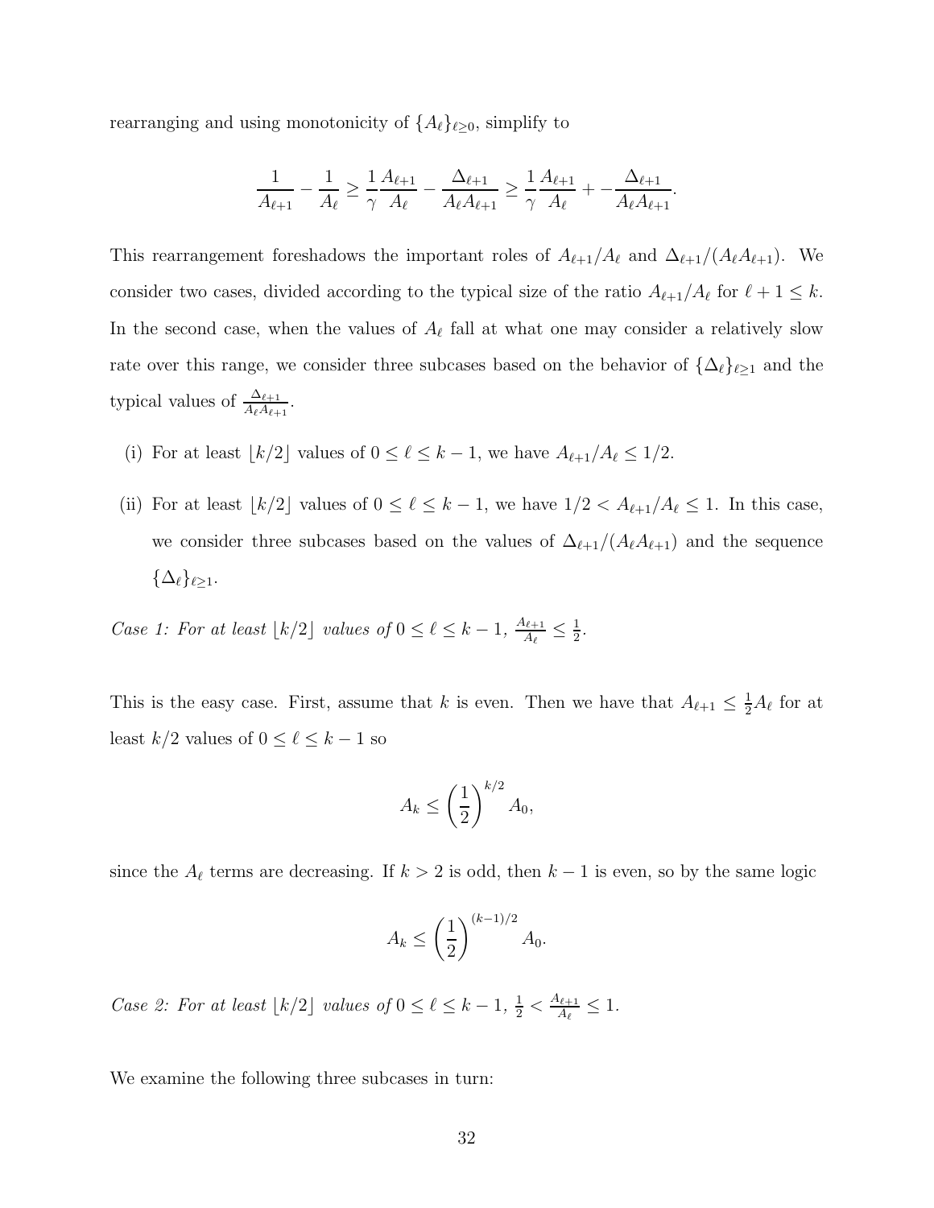rearranging and using monotonicity of $\{A_\ell\}_{\ell\geq 0}$, simplify to

$$\frac{1}{A_{\ell+1}} - \frac{1}{A_\ell} \geq \frac{1}{\gamma}\frac{A_{\ell+1}}{A_\ell} - \frac{\Delta_{\ell+1}}{A_\ell A_{\ell+1}} \geq \frac{1}{\gamma}\frac{A_{\ell+1}}{A_\ell} + -\frac{\Delta_{\ell+1}}{A_\ell A_{\ell+1}}.$$

This rearrangement foreshadows the important roles of $A_{\ell+1}/A_\ell$ and $\Delta_{\ell+1}/(A_\ell A_{\ell+1})$. We consider two cases, divided according to the typical size of the ratio $A_{\ell+1}/A_\ell$ for $\ell+1 \leq k$. In the second case, when the values of $A_\ell$ fall at what one may consider a relatively slow rate over this range, we consider three subcases based on the behavior of $\{\Delta_\ell\}_{\ell\geq 1}$ and the typical values of $\frac{\Delta_{\ell+1}}{A_\ell A_{\ell+1}}$.

(i) For at least $\lfloor k/2 \rfloor$ values of $0 \leq \ell \leq k-1$, we have $A_{\ell+1}/A_\ell \leq 1/2$.

(ii) For at least $\lfloor k/2 \rfloor$ values of $0 \leq \ell \leq k-1$, we have $1/2 < A_{\ell+1}/A_\ell \leq 1$. In this case, we consider three subcases based on the values of $\Delta_{\ell+1}/(A_\ell A_{\ell+1})$ and the sequence $\{\Delta_\ell\}_{\ell\geq 1}$.

*Case 1: For at least $\lfloor k/2 \rfloor$ values of $0 \leq \ell \leq k-1$, $\frac{A_{\ell+1}}{A_\ell} \leq \frac{1}{2}$.*

This is the easy case. First, assume that $k$ is even. Then we have that $A_{\ell+1} \leq \frac{1}{2}A_\ell$ for at least $k/2$ values of $0 \leq \ell \leq k-1$ so

$$A_k \leq \left(\frac{1}{2}\right)^{k/2} A_0,$$

since the $A_\ell$ terms are decreasing. If $k > 2$ is odd, then $k-1$ is even, so by the same logic

$$A_k \leq \left(\frac{1}{2}\right)^{(k-1)/2} A_0.$$

*Case 2: For at least $\lfloor k/2 \rfloor$ values of $0 \leq \ell \leq k-1$, $\frac{1}{2} < \frac{A_{\ell+1}}{A_\ell} \leq 1$.*

We examine the following three subcases in turn: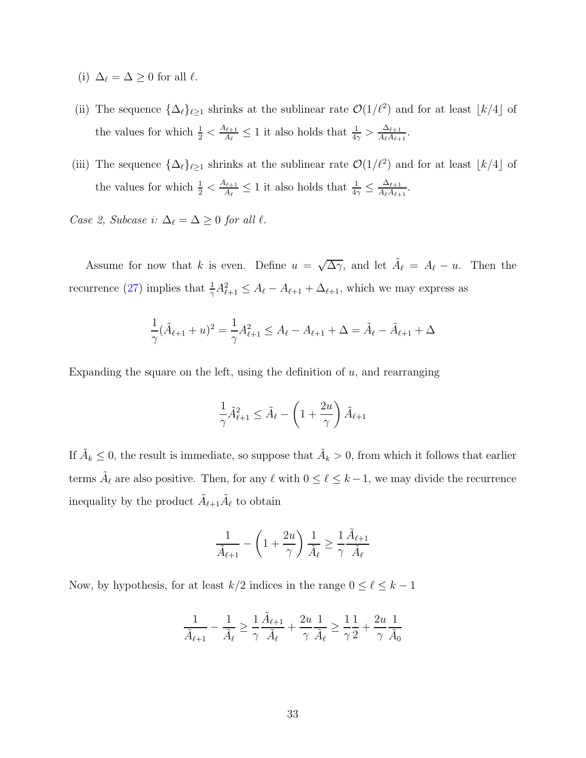(i) $\Delta_\ell = \Delta \geq 0$ for all $\ell$.

(ii) The sequence $\{\Delta_\ell\}_{\ell \geq 1}$ shrinks at the sublinear rate $\mathcal{O}(1/\ell^2)$ and for at least $\lfloor k/4 \rfloor$ of the values for which $\frac{1}{2} < \frac{A_{\ell+1}}{A_\ell} \leq 1$ it also holds that $\frac{1}{4\gamma} > \frac{\Delta_{\ell+1}}{A_\ell A_{\ell+1}}$.

(iii) The sequence $\{\Delta_\ell\}_{\ell \geq 1}$ shrinks at the sublinear rate $\mathcal{O}(1/\ell^2)$ and for at least $\lfloor k/4 \rfloor$ of the values for which $\frac{1}{2} < \frac{A_{\ell+1}}{A_\ell} \leq 1$ it also holds that $\frac{1}{4\gamma} \leq \frac{\Delta_{\ell+1}}{A_\ell A_{\ell+1}}$.

*Case 2, Subcase i: $\Delta_\ell = \Delta \geq 0$ for all $\ell$.*

Assume for now that $k$ is even. Define $u = \sqrt{\Delta\gamma}$, and let $\tilde{A}_\ell = A_\ell - u$. Then the recurrence (27) implies that $\frac{1}{\gamma}A_{\ell+1}^2 \leq A_\ell - A_{\ell+1} + \Delta_{\ell+1}$, which we may express as

$$\frac{1}{\gamma}(\tilde{A}_{\ell+1} + u)^2 = \frac{1}{\gamma}A_{\ell+1}^2 \leq A_\ell - A_{\ell+1} + \Delta = \tilde{A}_\ell - \tilde{A}_{\ell+1} + \Delta$$

Expanding the square on the left, using the definition of $u$, and rearranging

$$\frac{1}{\gamma}\tilde{A}_{\ell+1}^2 \leq \tilde{A}_\ell - \left(1 + \frac{2u}{\gamma}\right)\tilde{A}_{\ell+1}$$

If $\tilde{A}_k \leq 0$, the result is immediate, so suppose that $\tilde{A}_k > 0$, from which it follows that earlier terms $\tilde{A}_\ell$ are also positive. Then, for any $\ell$ with $0 \leq \ell \leq k-1$, we may divide the recurrence inequality by the product $\tilde{A}_{\ell+1}\tilde{A}_\ell$ to obtain

$$\frac{1}{\tilde{A}_{\ell+1}} - \left(1 + \frac{2u}{\gamma}\right)\frac{1}{\tilde{A}_\ell} \geq \frac{1}{\gamma}\frac{\tilde{A}_{\ell+1}}{\tilde{A}_\ell}$$

Now, by hypothesis, for at least $k/2$ indices in the range $0 \leq \ell \leq k-1$

$$\frac{1}{\tilde{A}_{\ell+1}} - \frac{1}{\tilde{A}_\ell} \geq \frac{1}{\gamma}\frac{\tilde{A}_{\ell+1}}{\tilde{A}_\ell} + \frac{2u}{\gamma}\frac{1}{\tilde{A}_\ell} \geq \frac{1}{\gamma}\frac{1}{2} + \frac{2u}{\gamma}\frac{1}{\tilde{A}_0}$$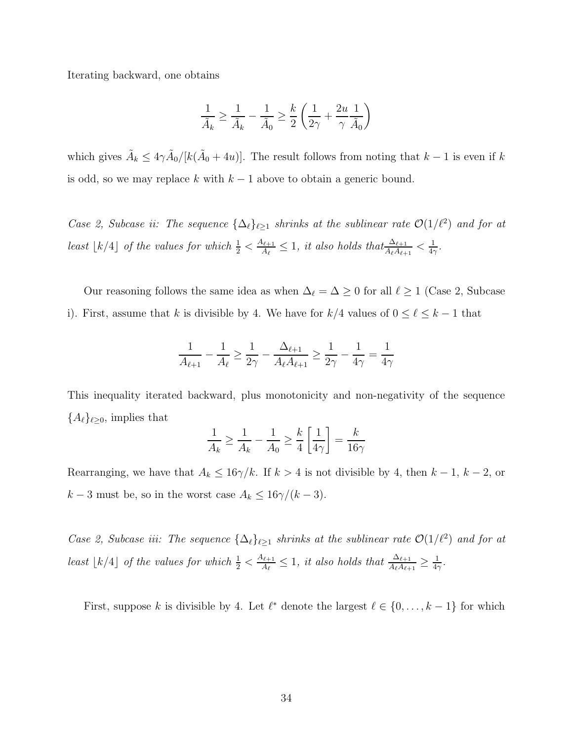Iterating backward, one obtains

$$\frac{1}{\tilde{A}_k} \geq \frac{1}{\tilde{A}_k} - \frac{1}{\tilde{A}_0} \geq \frac{k}{2}\left(\frac{1}{2\gamma} + \frac{2u}{\gamma}\frac{1}{\tilde{A}_0}\right)$$

which gives $\tilde{A}_k \leq 4\gamma\tilde{A}_0/[k(\tilde{A}_0 + 4u)]$. The result follows from noting that $k-1$ is even if $k$ is odd, so we may replace $k$ with $k-1$ above to obtain a generic bound.

*Case 2, Subcase ii: The sequence $\{\Delta_\ell\}_{\ell\geq 1}$ shrinks at the sublinear rate $\mathcal{O}(1/\ell^2)$ and for at least $\lfloor k/4 \rfloor$ of the values for which $\frac{1}{2} < \frac{A_{\ell+1}}{A_\ell} \leq 1$, it also holds that $\frac{\Delta_{\ell+1}}{A_\ell A_{\ell+1}} < \frac{1}{4\gamma}$.*

Our reasoning follows the same idea as when $\Delta_\ell = \Delta \geq 0$ for all $\ell \geq 1$ (Case 2, Subcase i). First, assume that $k$ is divisible by 4. We have for $k/4$ values of $0 \leq \ell \leq k-1$ that

$$\frac{1}{A_{\ell+1}} - \frac{1}{A_\ell} \geq \frac{1}{2\gamma} - \frac{\Delta_{\ell+1}}{A_\ell A_{\ell+1}} \geq \frac{1}{2\gamma} - \frac{1}{4\gamma} = \frac{1}{4\gamma}$$

This inequality iterated backward, plus monotonicity and non-negativity of the sequence $\{A_\ell\}_{\ell\geq 0}$, implies that

$$\frac{1}{A_k} \geq \frac{1}{A_k} - \frac{1}{A_0} \geq \frac{k}{4}\left[\frac{1}{4\gamma}\right] = \frac{k}{16\gamma}$$

Rearranging, we have that $A_k \leq 16\gamma/k$. If $k > 4$ is not divisible by 4, then $k-1$, $k-2$, or $k-3$ must be, so in the worst case $A_k \leq 16\gamma/(k-3)$.

*Case 2, Subcase iii: The sequence $\{\Delta_\ell\}_{\ell\geq 1}$ shrinks at the sublinear rate $\mathcal{O}(1/\ell^2)$ and for at least $\lfloor k/4 \rfloor$ of the values for which $\frac{1}{2} < \frac{A_{\ell+1}}{A_\ell} \leq 1$, it also holds that $\frac{\Delta_{\ell+1}}{A_\ell A_{\ell+1}} \geq \frac{1}{4\gamma}$.*

First, suppose $k$ is divisible by 4. Let $\ell^*$ denote the largest $\ell \in \{0, \ldots, k-1\}$ for which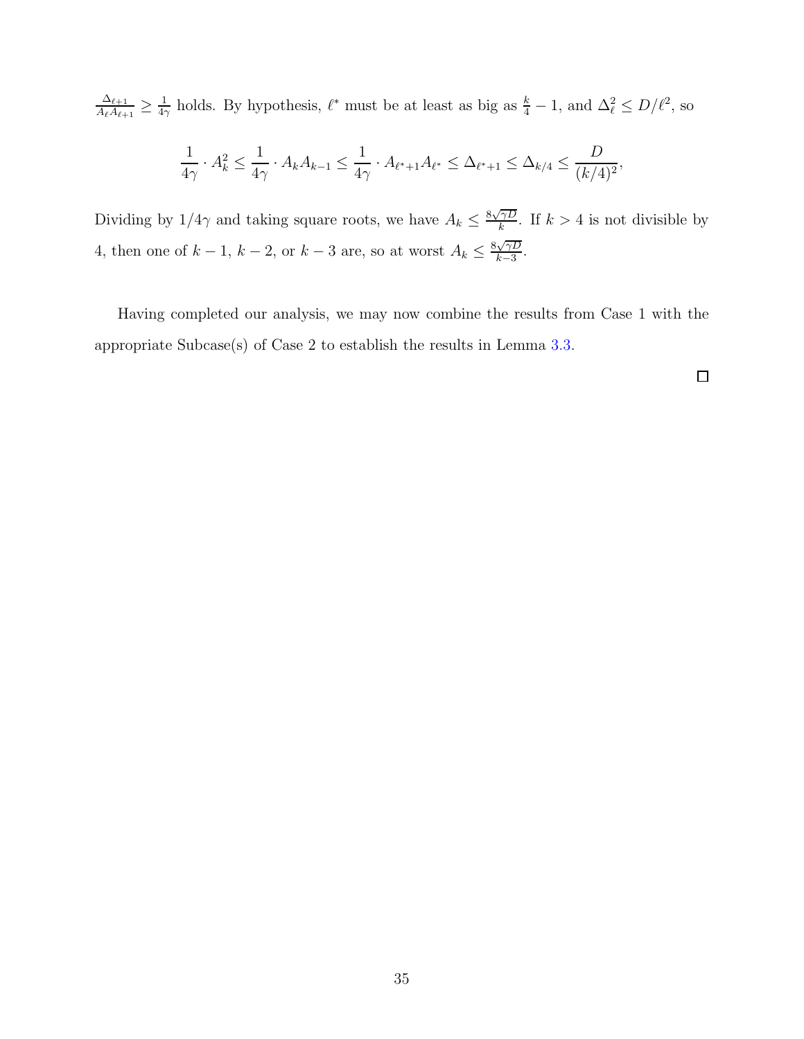$\frac{\Delta_{\ell+1}}{A_\ell A_{\ell+1}} \geq \frac{1}{4\gamma}$ holds. By hypothesis, $\ell^*$ must be at least as big as $\frac{k}{4} - 1$, and $\Delta_\ell^2 \leq D/\ell^2$, so

$$\frac{1}{4\gamma} \cdot A_k^2 \leq \frac{1}{4\gamma} \cdot A_k A_{k-1} \leq \frac{1}{4\gamma} \cdot A_{\ell^*+1} A_{\ell^*} \leq \Delta_{\ell^*+1} \leq \Delta_{k/4} \leq \frac{D}{(k/4)^2},$$

Dividing by $1/4\gamma$ and taking square roots, we have $A_k \leq \frac{8\sqrt{\gamma D}}{k}$. If $k > 4$ is not divisible by 4, then one of $k-1$, $k-2$, or $k-3$ are, so at worst $A_k \leq \frac{8\sqrt{\gamma D}}{k-3}$.

Having completed our analysis, we may now combine the results from Case 1 with the appropriate Subcase(s) of Case 2 to establish the results in Lemma 3.3.

□